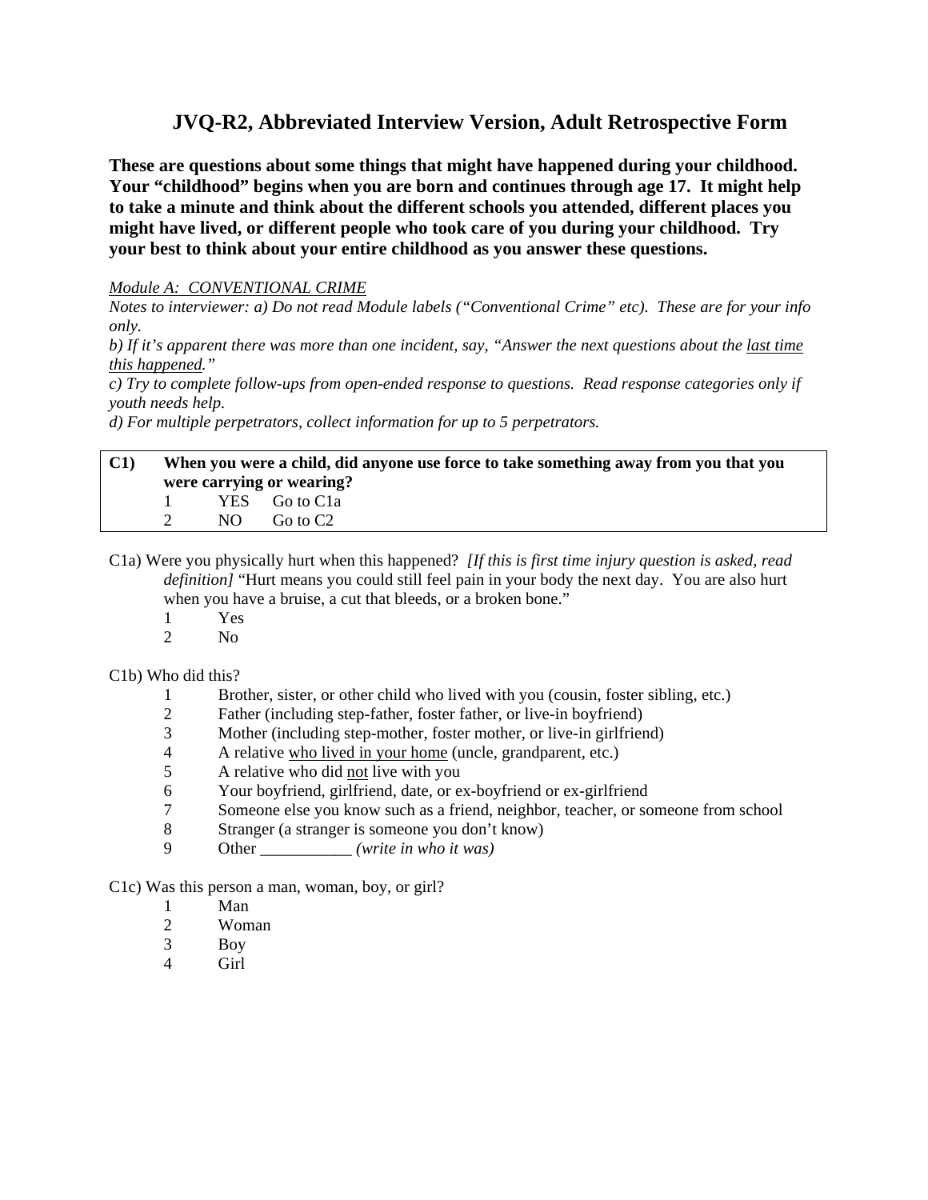# JVQ-R2, Abbreviated Interview Version, Adult Retrospective Form

**These are questions about some things that might have happened during your childhood. Your "childhood" begins when you are born and continues through age 17. It might help to take a minute and think about the different schools you attended, different places you might have lived, or different people who took care of you during your childhood. Try your best to think about your entire childhood as you answer these questions.**

*Module A: CONVENTIONAL CRIME*

*Notes to interviewer: a) Do not read Module labels ("Conventional Crime" etc). These are for your info only.*

*b) If it's apparent there was more than one incident, say, "Answer the next questions about the last time this happened."*

*c) Try to complete follow-ups from open-ended response to questions. Read response categories only if youth needs help.*

*d) For multiple perpetrators, collect information for up to 5 perpetrators.*

| **C1)** | **When you were a child, did anyone use force to take something away from you that you were carrying or wearing?** | |
|---|---|---|
| | 1 YES | Go to C1a |
| | 2 NO | Go to C2 |

C1a) Were you physically hurt when this happened? *[If this is first time injury question is asked, read definition]* "Hurt means you could still feel pain in your body the next day. You are also hurt when you have a bruise, a cut that bleeds, or a broken bone."

1 Yes
2 No

C1b) Who did this?

1 Brother, sister, or other child who lived with you (cousin, foster sibling, etc.)
2 Father (including step-father, foster father, or live-in boyfriend)
3 Mother (including step-mother, foster mother, or live-in girlfriend)
4 A relative who lived in your home (uncle, grandparent, etc.)
5 A relative who did not live with you
6 Your boyfriend, girlfriend, date, or ex-boyfriend or ex-girlfriend
7 Someone else you know such as a friend, neighbor, teacher, or someone from school
8 Stranger (a stranger is someone you don't know)
9 Other ___________ *(write in who it was)*

C1c) Was this person a man, woman, boy, or girl?

1 Man
2 Woman
3 Boy
4 Girl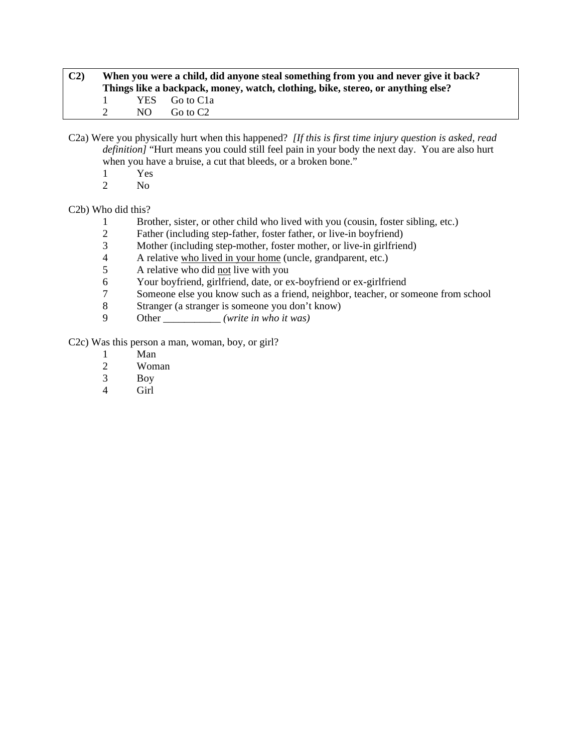| **C2)** | **When you were a child, did anyone steal something from you and never give it back? Things like a backpack, money, watch, clothing, bike, stereo, or anything else?** |
| --- | --- |
| | 1 YES Go to C1a |
| | 2 NO Go to C2 |

C2a) Were you physically hurt when this happened? *[If this is first time injury question is asked, read definition]* "Hurt means you could still feel pain in your body the next day. You are also hurt when you have a bruise, a cut that bleeds, or a broken bone."

1 Yes
2 No

C2b) Who did this?

1 Brother, sister, or other child who lived with you (cousin, foster sibling, etc.)
2 Father (including step-father, foster father, or live-in boyfriend)
3 Mother (including step-mother, foster mother, or live-in girlfriend)
4 A relative <u>who lived in your home</u> (uncle, grandparent, etc.)
5 A relative who did <u>not</u> live with you
6 Your boyfriend, girlfriend, date, or ex-boyfriend or ex-girlfriend
7 Someone else you know such as a friend, neighbor, teacher, or someone from school
8 Stranger (a stranger is someone you don't know)
9 Other ___________ *(write in who it was)*

C2c) Was this person a man, woman, boy, or girl?

1 Man
2 Woman
3 Boy
4 Girl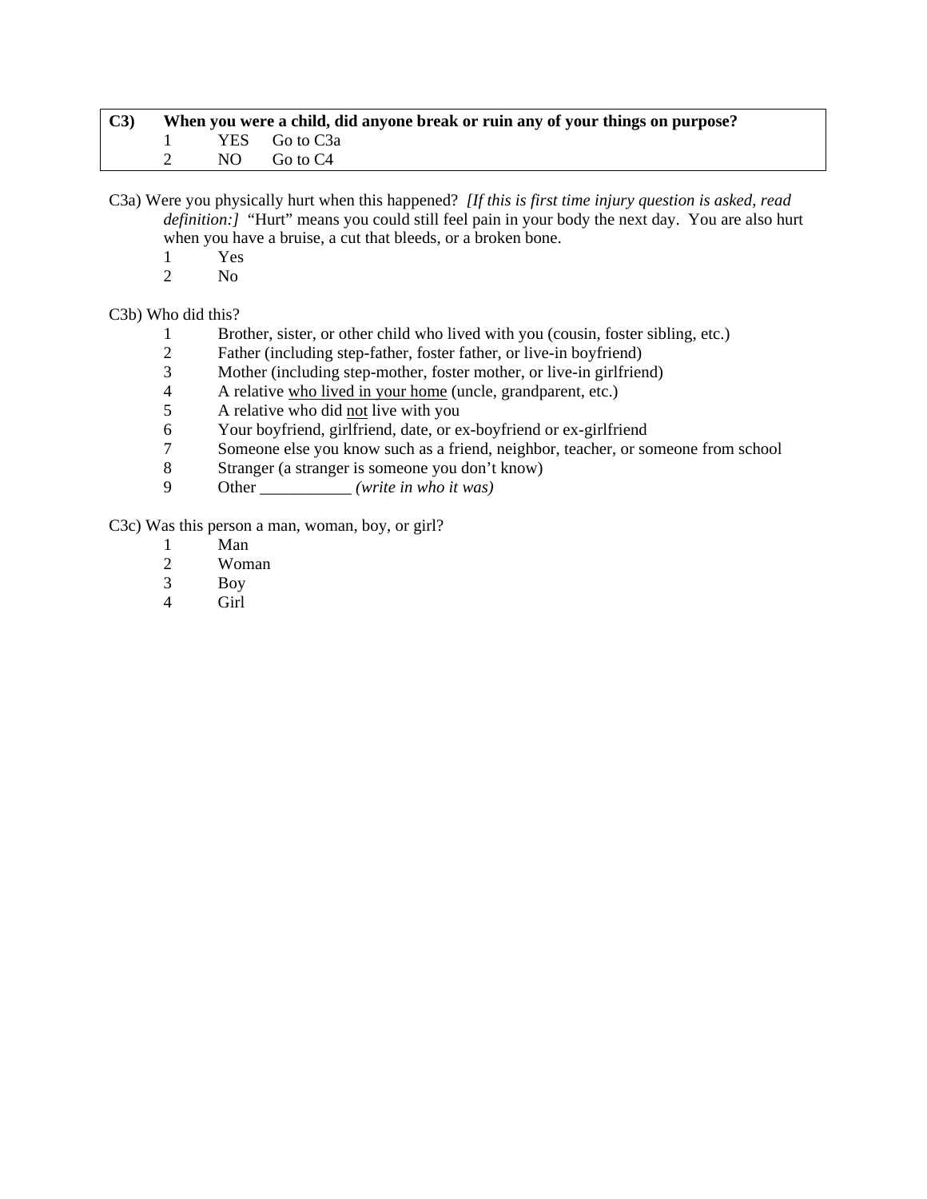| **C3)** | **When you were a child, did anyone break or ruin any of your things on purpose?** | |
|---|---|---|
| | 1 YES | Go to C3a |
| | 2 NO | Go to C4 |

C3a) Were you physically hurt when this happened? *[If this is first time injury question is asked, read definition:]* "Hurt" means you could still feel pain in your body the next day. You are also hurt when you have a bruise, a cut that bleeds, or a broken bone.

1 Yes
2 No

C3b) Who did this?

1 Brother, sister, or other child who lived with you (cousin, foster sibling, etc.)
2 Father (including step-father, foster father, or live-in boyfriend)
3 Mother (including step-mother, foster mother, or live-in girlfriend)
4 A relative <u>who lived in your home</u> (uncle, grandparent, etc.)
5 A relative who did <u>not</u> live with you
6 Your boyfriend, girlfriend, date, or ex-boyfriend or ex-girlfriend
7 Someone else you know such as a friend, neighbor, teacher, or someone from school
8 Stranger (a stranger is someone you don't know)
9 Other ___________ *(write in who it was)*

C3c) Was this person a man, woman, boy, or girl?

1 Man
2 Woman
3 Boy
4 Girl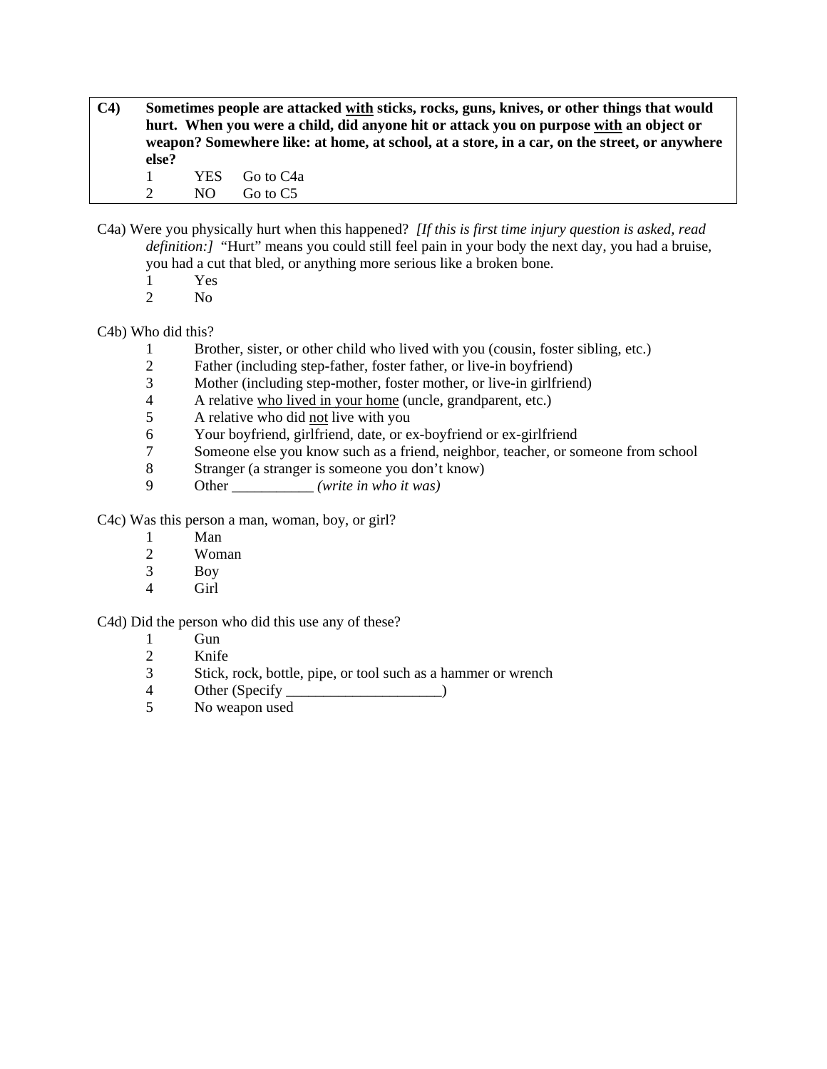**C4)** **Sometimes people are attacked <u>with</u> sticks, rocks, guns, knives, or other things that would hurt. When you were a child, did anyone hit or attack you on purpose <u>with</u> an object or weapon? Somewhere like: at home, at school, at a store, in a car, on the street, or anywhere else?**

1 YES Go to C4a
2 NO Go to C5

C4a) Were you physically hurt when this happened? *[If this is first time injury question is asked, read definition:]* "Hurt" means you could still feel pain in your body the next day, you had a bruise, you had a cut that bled, or anything more serious like a broken bone.

1 Yes
2 No

C4b) Who did this?

1 Brother, sister, or other child who lived with you (cousin, foster sibling, etc.)
2 Father (including step-father, foster father, or live-in boyfriend)
3 Mother (including step-mother, foster mother, or live-in girlfriend)
4 A relative <u>who lived in your home</u> (uncle, grandparent, etc.)
5 A relative who did <u>not</u> live with you
6 Your boyfriend, girlfriend, date, or ex-boyfriend or ex-girlfriend
7 Someone else you know such as a friend, neighbor, teacher, or someone from school
8 Stranger (a stranger is someone you don't know)
9 Other ___________ *(write in who it was)*

C4c) Was this person a man, woman, boy, or girl?

1 Man
2 Woman
3 Boy
4 Girl

C4d) Did the person who did this use any of these?

1 Gun
2 Knife
3 Stick, rock, bottle, pipe, or tool such as a hammer or wrench
4 Other (Specify _____________________)
5 No weapon used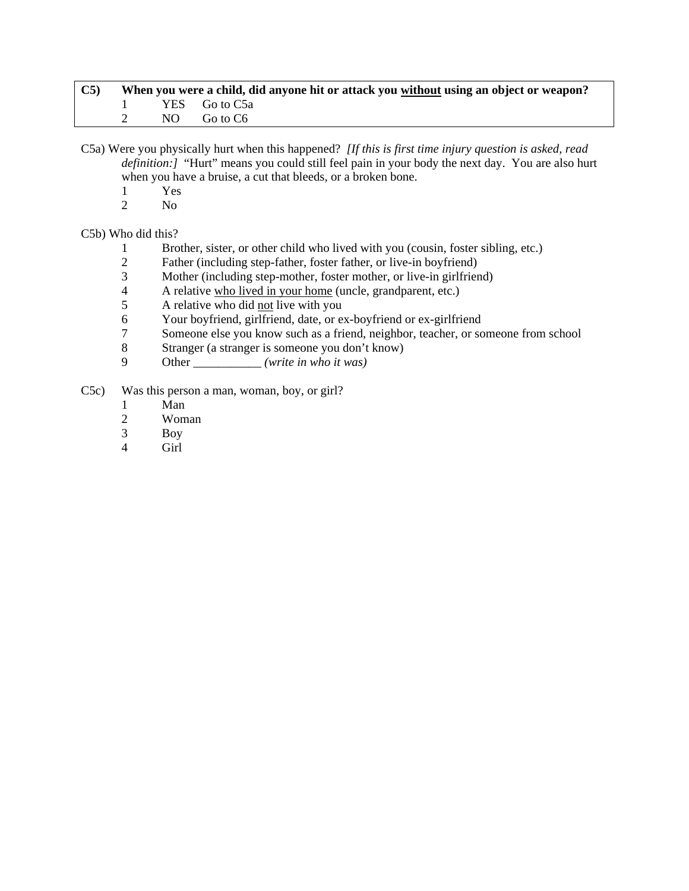| **C5)** | **When you were a child, did anyone hit or attack you <u>without</u> using an object or weapon?** |
|---|---|
| | 1 YES Go to C5a |
| | 2 NO Go to C6 |

C5a) Were you physically hurt when this happened? *[If this is first time injury question is asked, read definition:]* "Hurt" means you could still feel pain in your body the next day. You are also hurt when you have a bruise, a cut that bleeds, or a broken bone.

1 Yes
2 No

C5b) Who did this?

1 Brother, sister, or other child who lived with you (cousin, foster sibling, etc.)
2 Father (including step-father, foster father, or live-in boyfriend)
3 Mother (including step-mother, foster mother, or live-in girlfriend)
4 A relative <u>who lived in your home</u> (uncle, grandparent, etc.)
5 A relative who did <u>not</u> live with you
6 Your boyfriend, girlfriend, date, or ex-boyfriend or ex-girlfriend
7 Someone else you know such as a friend, neighbor, teacher, or someone from school
8 Stranger (a stranger is someone you don't know)
9 Other ___________ *(write in who it was)*

C5c) Was this person a man, woman, boy, or girl?

1 Man
2 Woman
3 Boy
4 Girl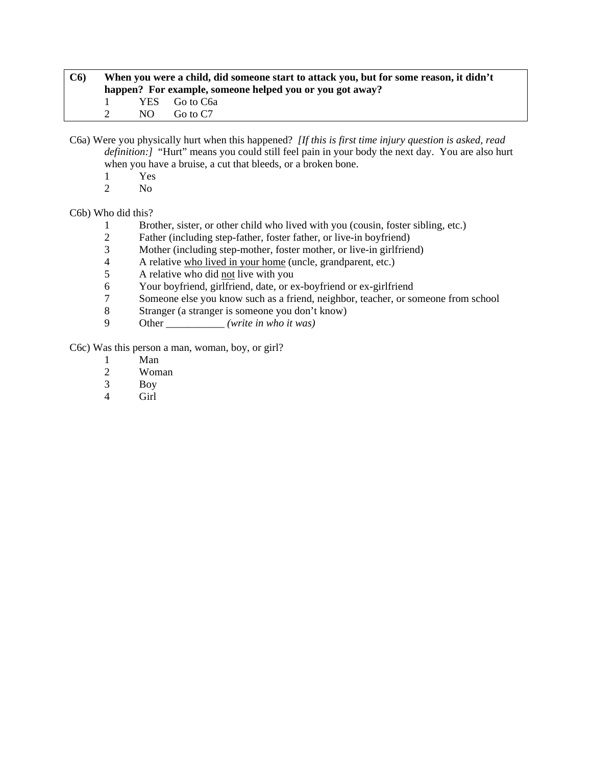| **C6)** | **When you were a child, did someone start to attack you, but for some reason, it didn't happen? For example, someone helped you or you got away?** |
|---|---|
| | 1 YES Go to C6a |
| | 2 NO Go to C7 |

C6a) Were you physically hurt when this happened? *[If this is first time injury question is asked, read definition:]* "Hurt" means you could still feel pain in your body the next day. You are also hurt when you have a bruise, a cut that bleeds, or a broken bone.

1 Yes
2 No

C6b) Who did this?

1 Brother, sister, or other child who lived with you (cousin, foster sibling, etc.)
2 Father (including step-father, foster father, or live-in boyfriend)
3 Mother (including step-mother, foster mother, or live-in girlfriend)
4 A relative <u>who lived in your home</u> (uncle, grandparent, etc.)
5 A relative who did <u>not</u> live with you
6 Your boyfriend, girlfriend, date, or ex-boyfriend or ex-girlfriend
7 Someone else you know such as a friend, neighbor, teacher, or someone from school
8 Stranger (a stranger is someone you don't know)
9 Other ___________ *(write in who it was)*

C6c) Was this person a man, woman, boy, or girl?

1 Man
2 Woman
3 Boy
4 Girl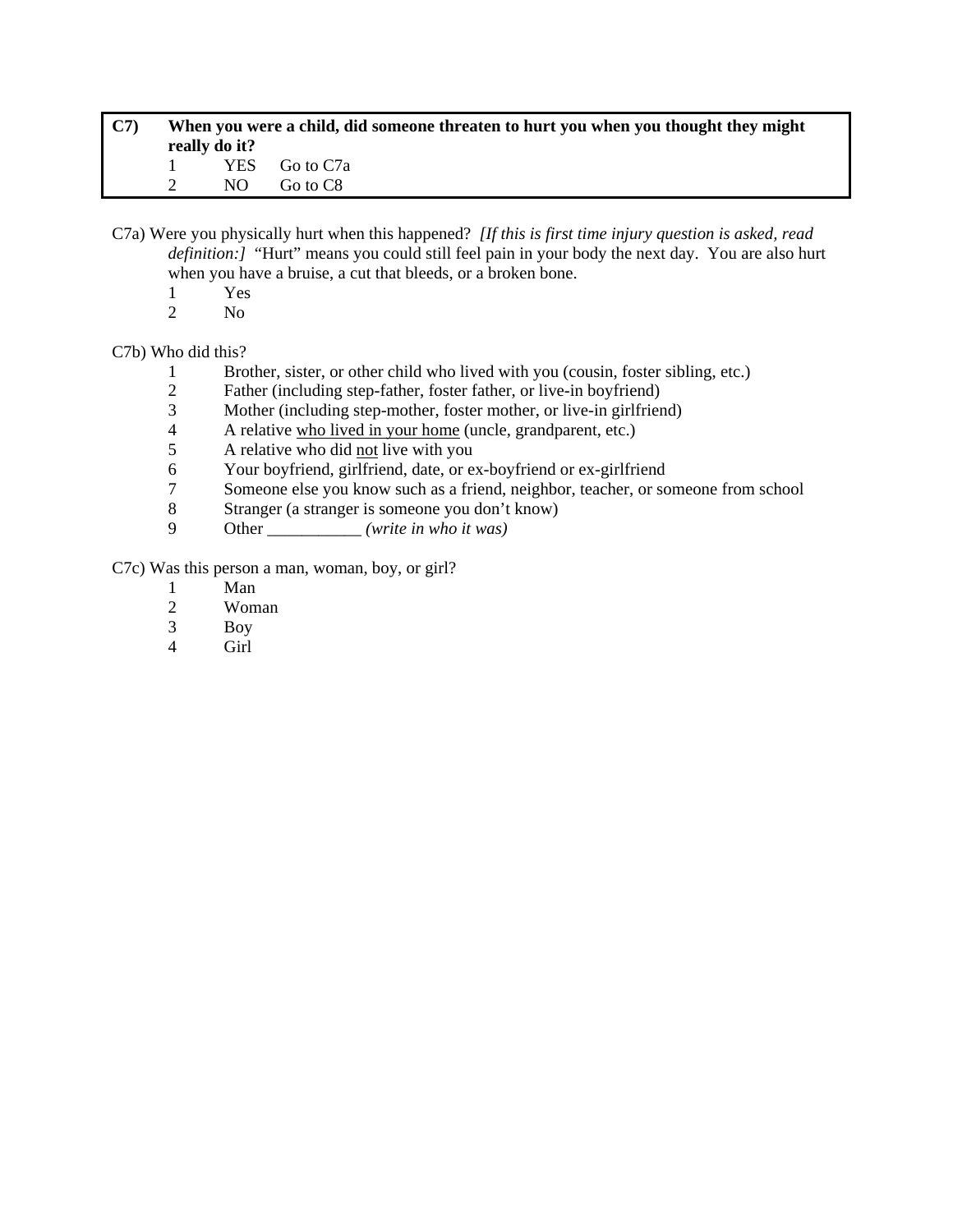**C7) When you were a child, did someone threaten to hurt you when you thought they might really do it?**

1 YES Go to C7a

2 NO Go to C8

C7a) Were you physically hurt when this happened? *[If this is first time injury question is asked, read definition:]* "Hurt" means you could still feel pain in your body the next day. You are also hurt when you have a bruise, a cut that bleeds, or a broken bone.

1 Yes

2 No

C7b) Who did this?

1 Brother, sister, or other child who lived with you (cousin, foster sibling, etc.)

2 Father (including step-father, foster father, or live-in boyfriend)

3 Mother (including step-mother, foster mother, or live-in girlfriend)

4 A relative <u>who lived in your home</u> (uncle, grandparent, etc.)

5 A relative who did <u>not</u> live with you

6 Your boyfriend, girlfriend, date, or ex-boyfriend or ex-girlfriend

7 Someone else you know such as a friend, neighbor, teacher, or someone from school

8 Stranger (a stranger is someone you don't know)

9 Other ___________ *(write in who it was)*

C7c) Was this person a man, woman, boy, or girl?

1 Man

2 Woman

3 Boy

4 Girl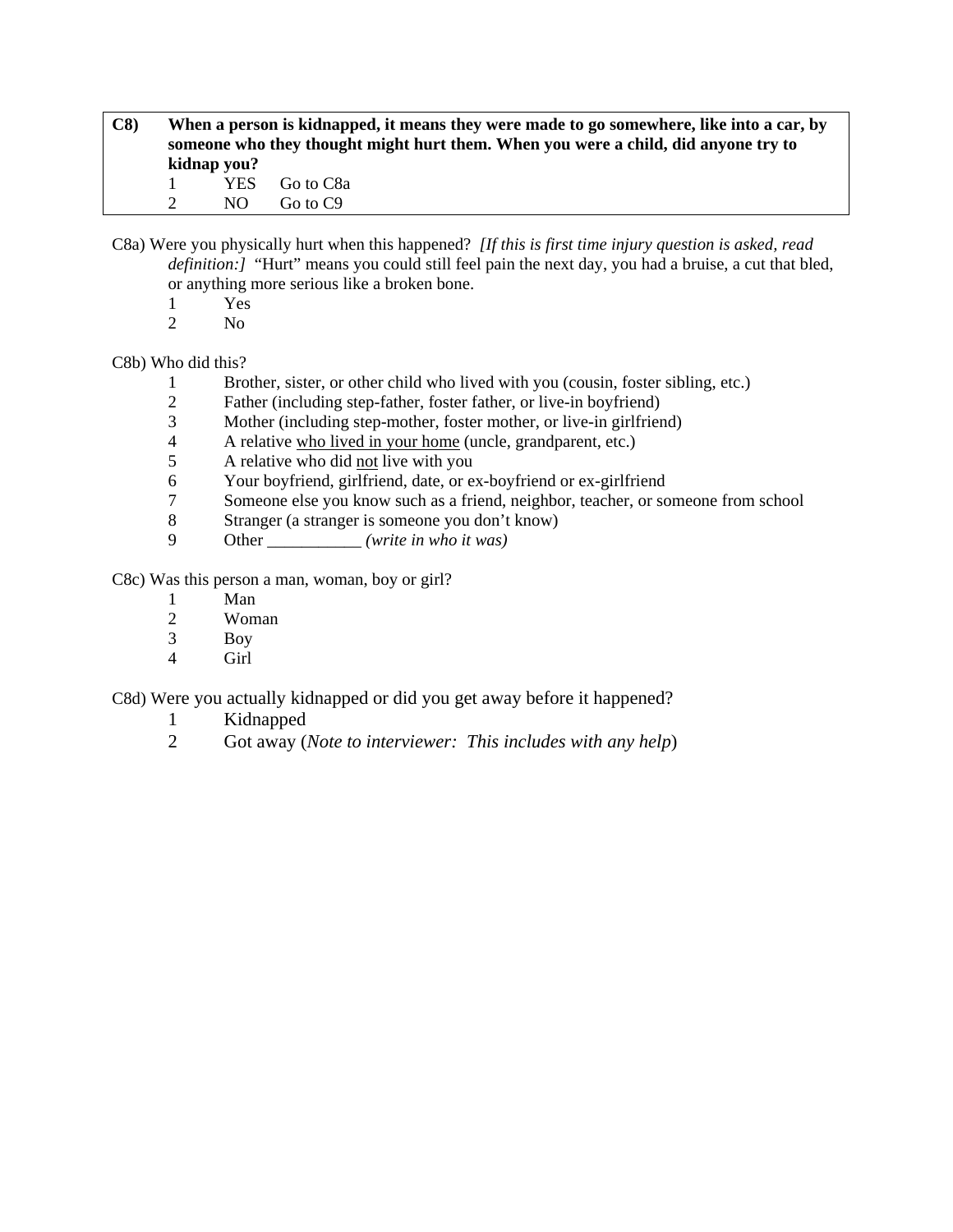**C8) When a person is kidnapped, it means they were made to go somewhere, like into a car, by someone who they thought might hurt them. When you were a child, did anyone try to kidnap you?**

1 YES Go to C8a
2 NO Go to C9

C8a) Were you physically hurt when this happened? *[If this is first time injury question is asked, read definition:]* "Hurt" means you could still feel pain the next day, you had a bruise, a cut that bled, or anything more serious like a broken bone.

1 Yes
2 No

C8b) Who did this?

1 Brother, sister, or other child who lived with you (cousin, foster sibling, etc.)
2 Father (including step-father, foster father, or live-in boyfriend)
3 Mother (including step-mother, foster mother, or live-in girlfriend)
4 A relative <u>who lived in your home</u> (uncle, grandparent, etc.)
5 A relative who did <u>not</u> live with you
6 Your boyfriend, girlfriend, date, or ex-boyfriend or ex-girlfriend
7 Someone else you know such as a friend, neighbor, teacher, or someone from school
8 Stranger (a stranger is someone you don't know)
9 Other ___________ *(write in who it was)*

C8c) Was this person a man, woman, boy or girl?

1 Man
2 Woman
3 Boy
4 Girl

C8d) Were you actually kidnapped or did you get away before it happened?

1 Kidnapped
2 Got away (*Note to interviewer: This includes with any help*)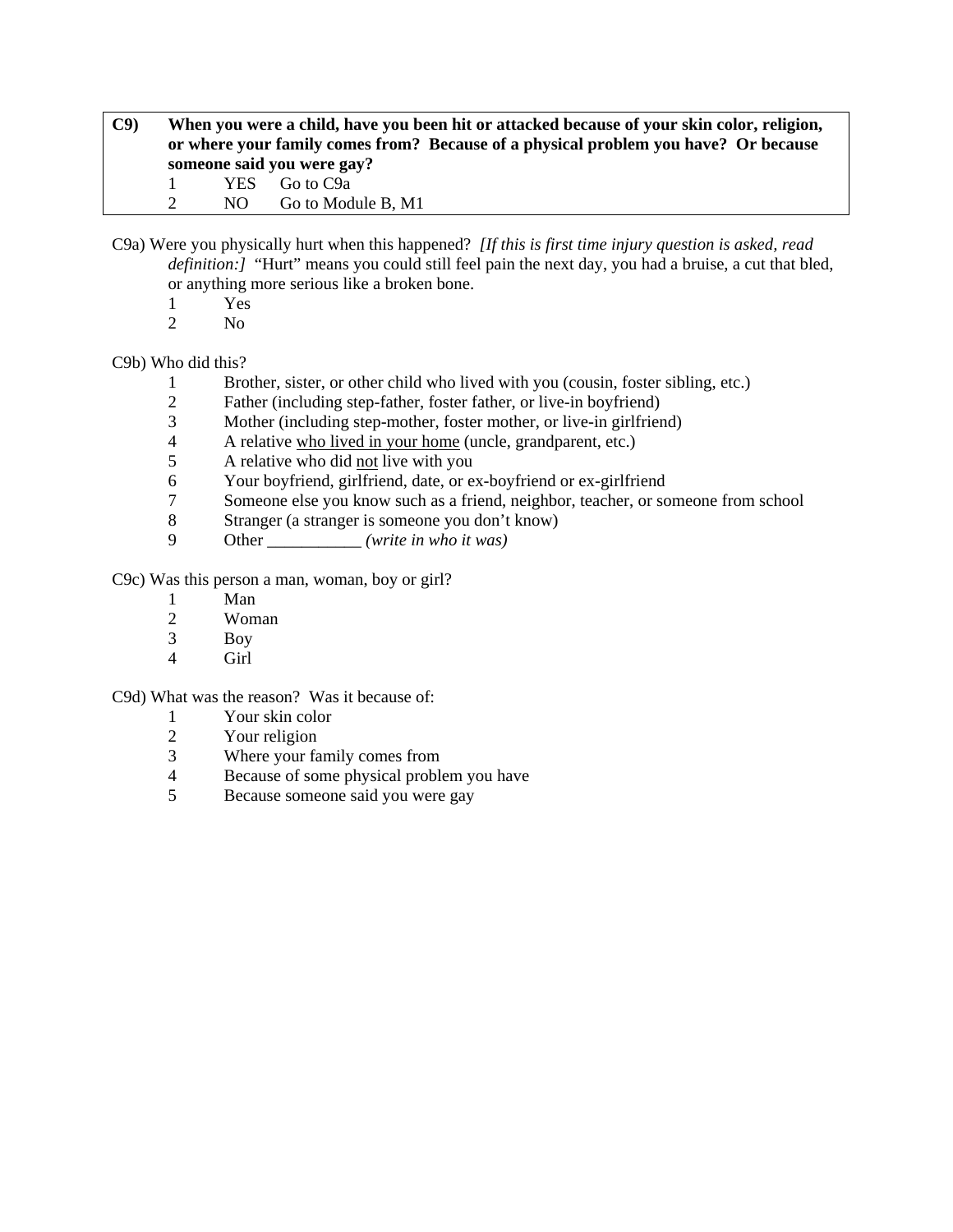**C9) When you were a child, have you been hit or attacked because of your skin color, religion, or where your family comes from? Because of a physical problem you have? Or because someone said you were gay?**

1 YES Go to C9a
2 NO Go to Module B, M1

C9a) Were you physically hurt when this happened? *[If this is first time injury question is asked, read definition:]* "Hurt" means you could still feel pain the next day, you had a bruise, a cut that bled, or anything more serious like a broken bone.

1 Yes
2 No

C9b) Who did this?

1 Brother, sister, or other child who lived with you (cousin, foster sibling, etc.)
2 Father (including step-father, foster father, or live-in boyfriend)
3 Mother (including step-mother, foster mother, or live-in girlfriend)
4 A relative <u>who lived in your home</u> (uncle, grandparent, etc.)
5 A relative who did <u>not</u> live with you
6 Your boyfriend, girlfriend, date, or ex-boyfriend or ex-girlfriend
7 Someone else you know such as a friend, neighbor, teacher, or someone from school
8 Stranger (a stranger is someone you don't know)
9 Other ___________ *(write in who it was)*

C9c) Was this person a man, woman, boy or girl?

1 Man
2 Woman
3 Boy
4 Girl

C9d) What was the reason? Was it because of:

1 Your skin color
2 Your religion
3 Where your family comes from
4 Because of some physical problem you have
5 Because someone said you were gay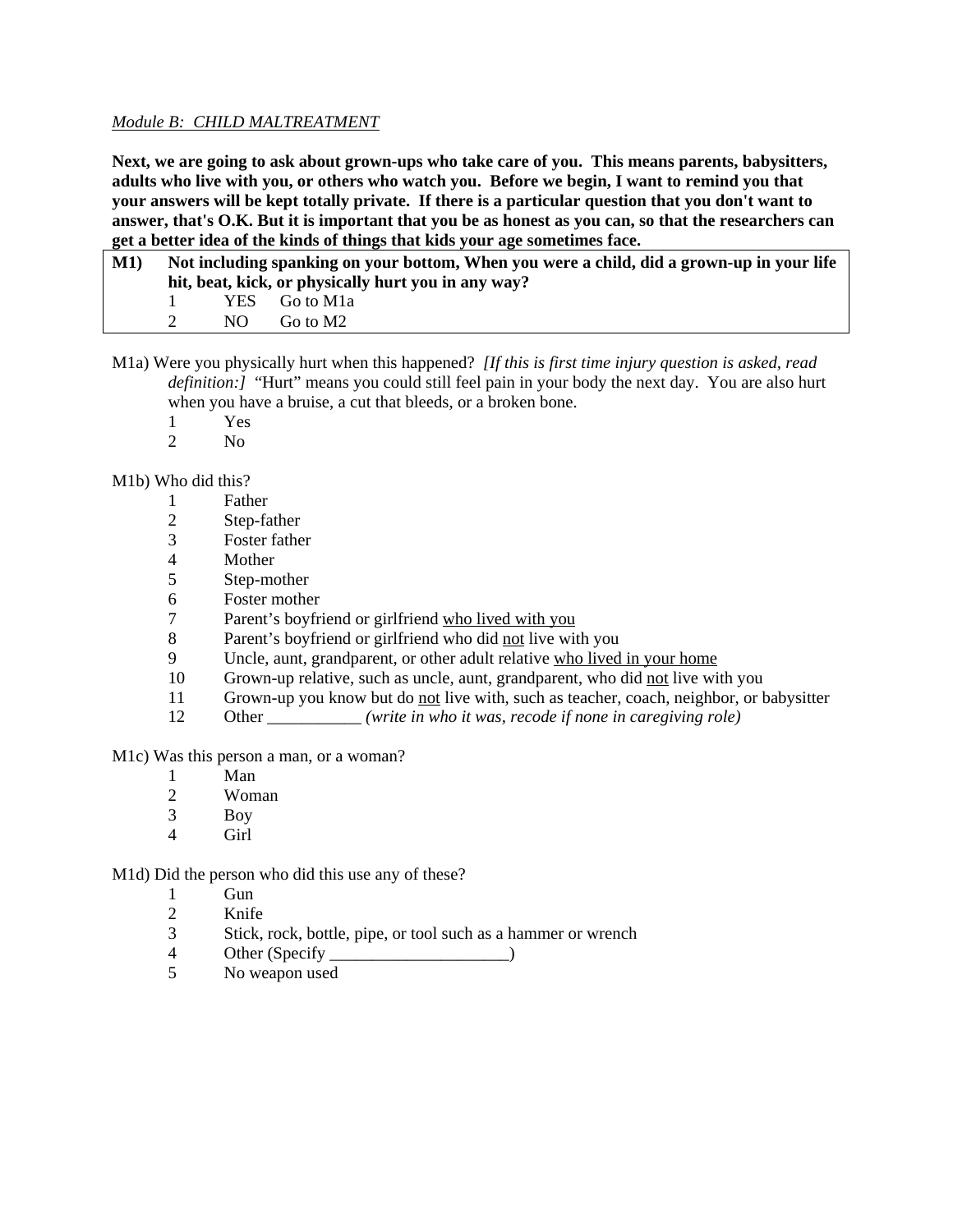*Module B: CHILD MALTREATMENT*

**Next, we are going to ask about grown-ups who take care of you. This means parents, babysitters, adults who live with you, or others who watch you. Before we begin, I want to remind you that your answers will be kept totally private. If there is a particular question that you don't want to answer, that's O.K. But it is important that you be as honest as you can, so that the researchers can get a better idea of the kinds of things that kids your age sometimes face.**

**M1)** **Not including spanking on your bottom, When you were a child, did a grown-up in your life hit, beat, kick, or physically hurt you in any way?**

1 YES Go to M1a
2 NO Go to M2

M1a) Were you physically hurt when this happened? *[If this is first time injury question is asked, read definition:]* "Hurt" means you could still feel pain in your body the next day. You are also hurt when you have a bruise, a cut that bleeds, or a broken bone.

1 Yes
2 No

M1b) Who did this?

1 Father
2 Step-father
3 Foster father
4 Mother
5 Step-mother
6 Foster mother
7 Parent's boyfriend or girlfriend <u>who lived with you</u>
8 Parent's boyfriend or girlfriend who did <u>not</u> live with you
9 Uncle, aunt, grandparent, or other adult relative <u>who lived in your home</u>
10 Grown-up relative, such as uncle, aunt, grandparent, who did <u>not</u> live with you
11 Grown-up you know but do <u>not</u> live with, such as teacher, coach, neighbor, or babysitter
12 Other ___________ *(write in who it was, recode if none in caregiving role)*

M1c) Was this person a man, or a woman?

1 Man
2 Woman
3 Boy
4 Girl

M1d) Did the person who did this use any of these?

1 Gun
2 Knife
3 Stick, rock, bottle, pipe, or tool such as a hammer or wrench
4 Other (Specify _____________________)
5 No weapon used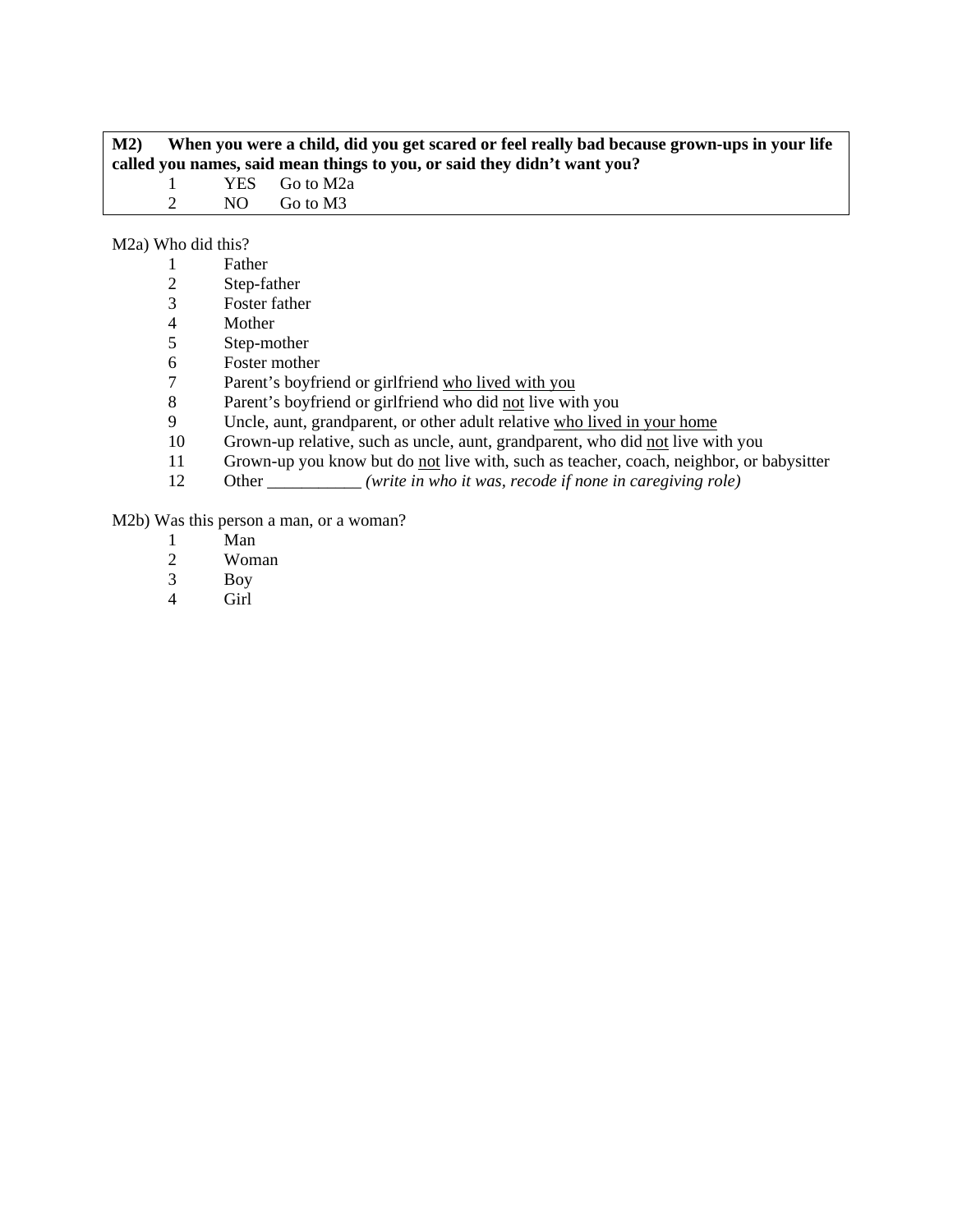**M2) When you were a child, did you get scared or feel really bad because grown-ups in your life called you names, said mean things to you, or said they didn't want you?**

1 YES Go to M2a
2 NO Go to M3

M2a) Who did this?

1 Father
2 Step-father
3 Foster father
4 Mother
5 Step-mother
6 Foster mother
7 Parent's boyfriend or girlfriend <u>who lived with you</u>
8 Parent's boyfriend or girlfriend who did <u>not</u> live with you
9 Uncle, aunt, grandparent, or other adult relative <u>who lived in your home</u>
10 Grown-up relative, such as uncle, aunt, grandparent, who did <u>not</u> live with you
11 Grown-up you know but do <u>not</u> live with, such as teacher, coach, neighbor, or babysitter
12 Other ___________ *(write in who it was, recode if none in caregiving role)*

M2b) Was this person a man, or a woman?

1 Man
2 Woman
3 Boy
4 Girl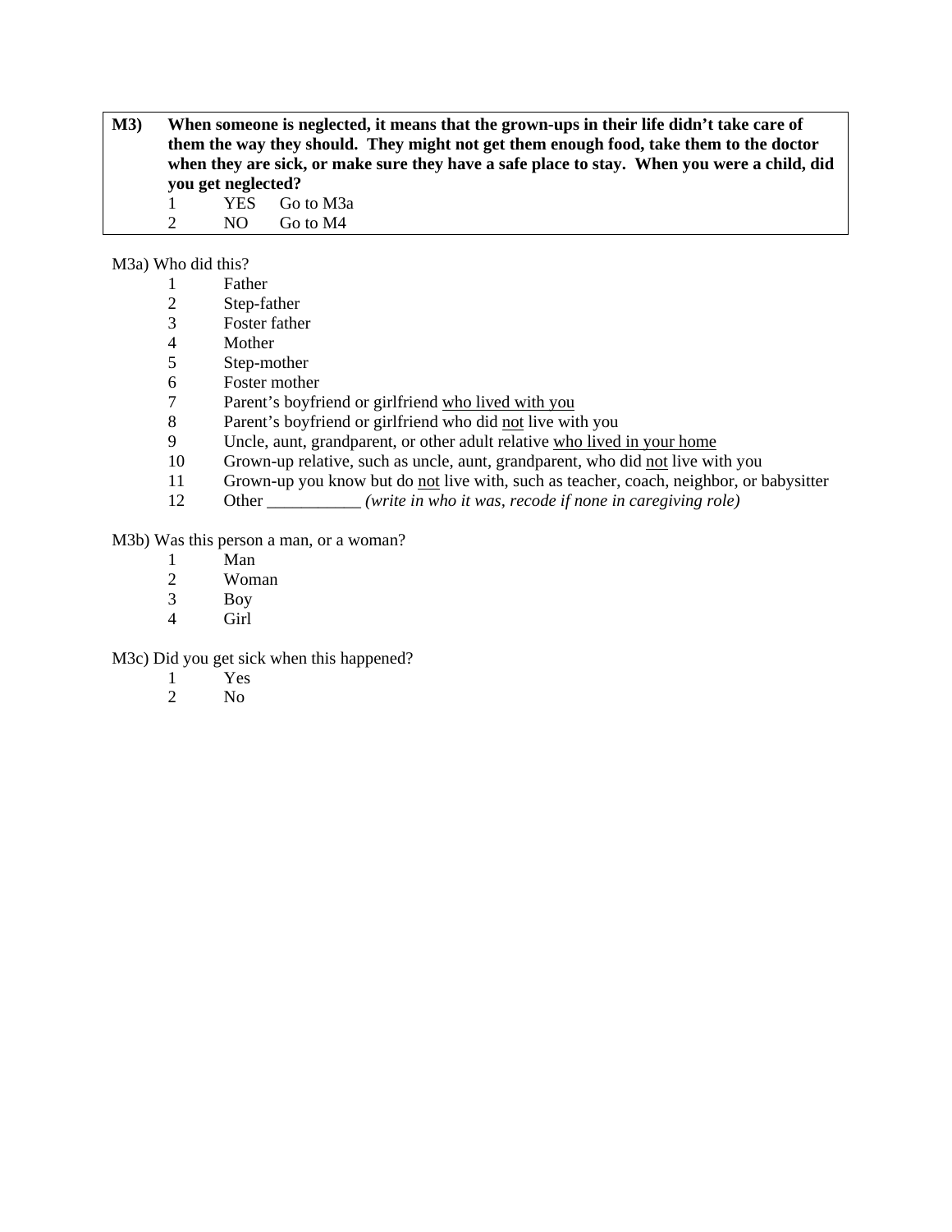**M3)** **When someone is neglected, it means that the grown-ups in their life didn't take care of them the way they should. They might not get them enough food, take them to the doctor when they are sick, or make sure they have a safe place to stay. When you were a child, did you get neglected?**

1 YES Go to M3a
2 NO Go to M4

M3a) Who did this?

1 Father
2 Step-father
3 Foster father
4 Mother
5 Step-mother
6 Foster mother
7 Parent's boyfriend or girlfriend <u>who lived with you</u>
8 Parent's boyfriend or girlfriend who did <u>not</u> live with you
9 Uncle, aunt, grandparent, or other adult relative <u>who lived in your home</u>
10 Grown-up relative, such as uncle, aunt, grandparent, who did <u>not</u> live with you
11 Grown-up you know but do <u>not</u> live with, such as teacher, coach, neighbor, or babysitter
12 Other ___________ *(write in who it was, recode if none in caregiving role)*

M3b) Was this person a man, or a woman?

1 Man
2 Woman
3 Boy
4 Girl

M3c) Did you get sick when this happened?

1 Yes
2 No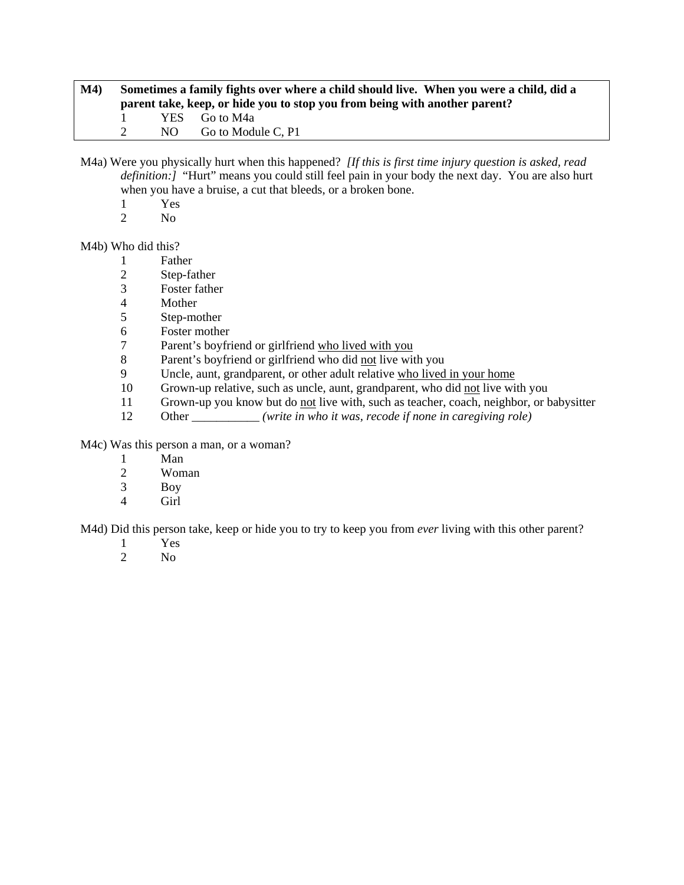**M4) Sometimes a family fights over where a child should live. When you were a child, did a parent take, keep, or hide you to stop you from being with another parent?**

1 YES Go to M4a
2 NO Go to Module C, P1

M4a) Were you physically hurt when this happened? *[If this is first time injury question is asked, read definition:]* "Hurt" means you could still feel pain in your body the next day. You are also hurt when you have a bruise, a cut that bleeds, or a broken bone.

1 Yes
2 No

M4b) Who did this?

1 Father
2 Step-father
3 Foster father
4 Mother
5 Step-mother
6 Foster mother
7 Parent's boyfriend or girlfriend <u>who lived with you</u>
8 Parent's boyfriend or girlfriend who did <u>not</u> live with you
9 Uncle, aunt, grandparent, or other adult relative <u>who lived in your home</u>
10 Grown-up relative, such as uncle, aunt, grandparent, who did <u>not</u> live with you
11 Grown-up you know but do <u>not</u> live with, such as teacher, coach, neighbor, or babysitter
12 Other ___________ *(write in who it was, recode if none in caregiving role)*

M4c) Was this person a man, or a woman?

1 Man
2 Woman
3 Boy
4 Girl

M4d) Did this person take, keep or hide you to try to keep you from *ever* living with this other parent?

1 Yes
2 No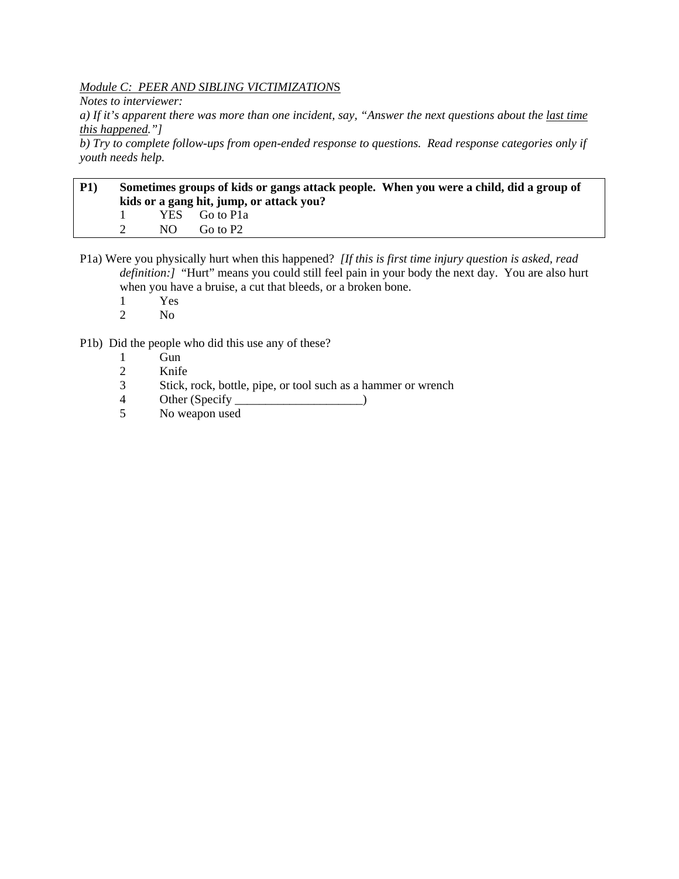*Module C: PEER AND SIBLING VICTIMIZATIONS*

*Notes to interviewer:*

*a) If it's apparent there was more than one incident, say, "Answer the next questions about the last time this happened."]*

*b) Try to complete follow-ups from open-ended response to questions. Read response categories only if youth needs help.*

**P1) Sometimes groups of kids or gangs attack people. When you were a child, did a group of kids or a gang hit, jump, or attack you?**

1 YES Go to P1a
2 NO Go to P2

P1a) Were you physically hurt when this happened? *[If this is first time injury question is asked, read definition:]* "Hurt" means you could still feel pain in your body the next day. You are also hurt when you have a bruise, a cut that bleeds, or a broken bone.

1 Yes
2 No

P1b) Did the people who did this use any of these?

1 Gun
2 Knife
3 Stick, rock, bottle, pipe, or tool such as a hammer or wrench
4 Other (Specify _____________________)
5 No weapon used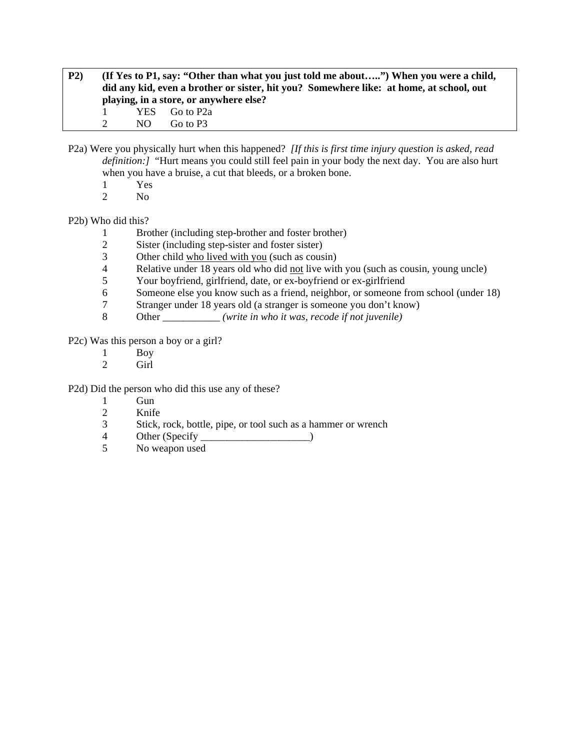**P2)** **(If Yes to P1, say: "Other than what you just told me about…..") When you were a child, did any kid, even a brother or sister, hit you? Somewhere like: at home, at school, out playing, in a store, or anywhere else?**

1 YES Go to P2a
2 NO Go to P3

P2a) Were you physically hurt when this happened? *[If this is first time injury question is asked, read definition:]* "Hurt means you could still feel pain in your body the next day. You are also hurt when you have a bruise, a cut that bleeds, or a broken bone.

1 Yes
2 No

P2b) Who did this?

1 Brother (including step-brother and foster brother)
2 Sister (including step-sister and foster sister)
3 Other child <u>who lived with you</u> (such as cousin)
4 Relative under 18 years old who did <u>not</u> live with you (such as cousin, young uncle)
5 Your boyfriend, girlfriend, date, or ex-boyfriend or ex-girlfriend
6 Someone else you know such as a friend, neighbor, or someone from school (under 18)
7 Stranger under 18 years old (a stranger is someone you don't know)
8 Other ___________ *(write in who it was, recode if not juvenile)*

P2c) Was this person a boy or a girl?

1 Boy
2 Girl

P2d) Did the person who did this use any of these?

1 Gun
2 Knife
3 Stick, rock, bottle, pipe, or tool such as a hammer or wrench
4 Other (Specify _____________________)
5 No weapon used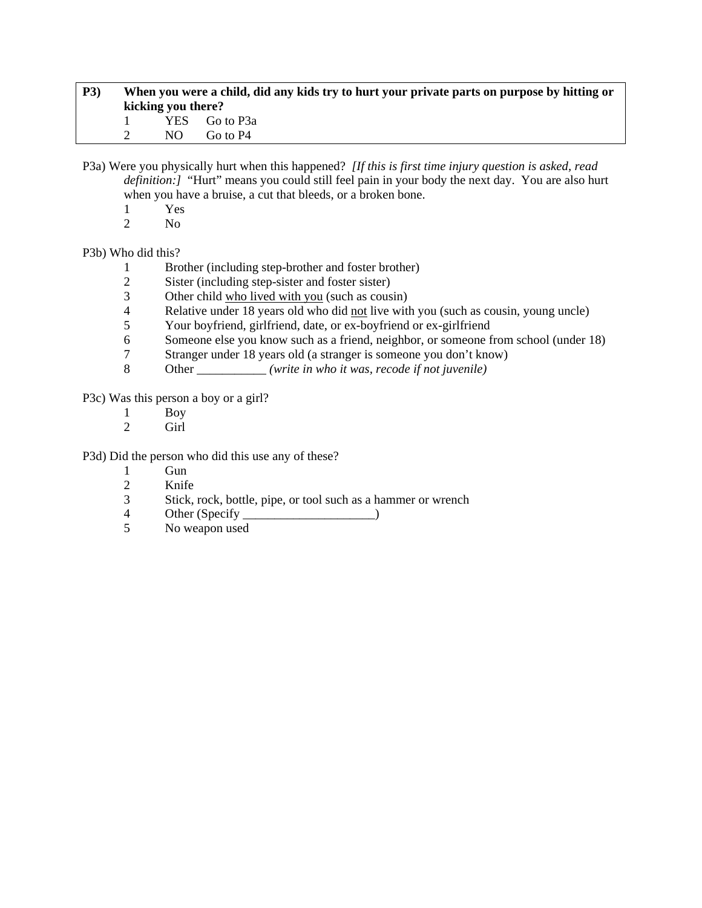**P3)** **When you were a child, did any kids try to hurt your private parts on purpose by hitting or kicking you there?**

1 YES Go to P3a
2 NO Go to P4

P3a) Were you physically hurt when this happened? *[If this is first time injury question is asked, read definition:]* "Hurt" means you could still feel pain in your body the next day. You are also hurt when you have a bruise, a cut that bleeds, or a broken bone.

1 Yes
2 No

P3b) Who did this?

1 Brother (including step-brother and foster brother)
2 Sister (including step-sister and foster sister)
3 Other child who lived with you (such as cousin)
4 Relative under 18 years old who did not live with you (such as cousin, young uncle)
5 Your boyfriend, girlfriend, date, or ex-boyfriend or ex-girlfriend
6 Someone else you know such as a friend, neighbor, or someone from school (under 18)
7 Stranger under 18 years old (a stranger is someone you don't know)
8 Other ___________ *(write in who it was, recode if not juvenile)*

P3c) Was this person a boy or a girl?

1 Boy
2 Girl

P3d) Did the person who did this use any of these?

1 Gun
2 Knife
3 Stick, rock, bottle, pipe, or tool such as a hammer or wrench
4 Other (Specify _____________________)
5 No weapon used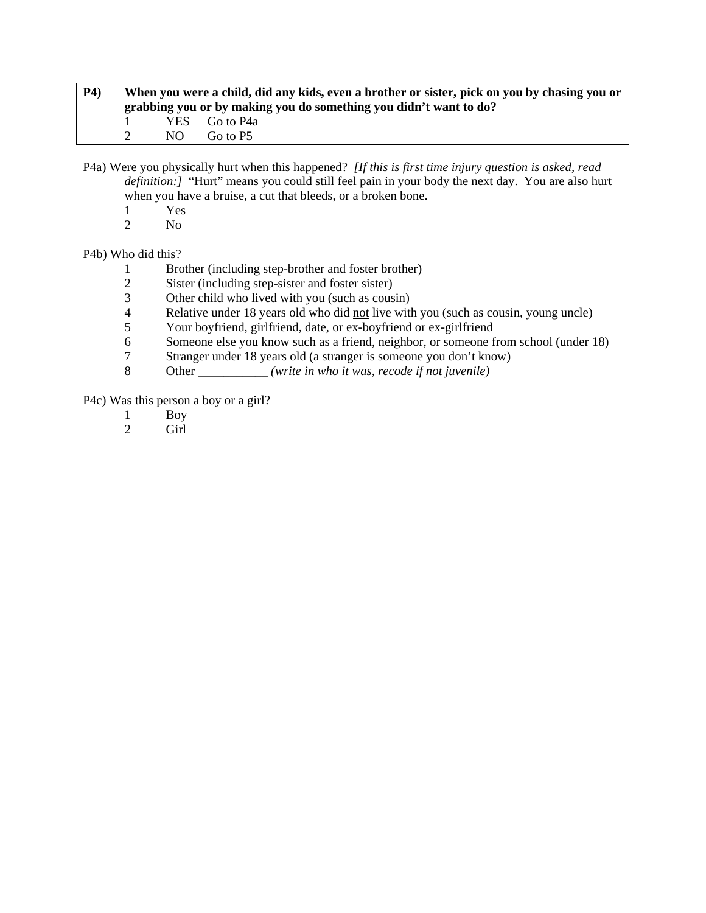**P4)** **When you were a child, did any kids, even a brother or sister, pick on you by chasing you or grabbing you or by making you do something you didn't want to do?**

1 YES Go to P4a
2 NO Go to P5

P4a) Were you physically hurt when this happened? *[If this is first time injury question is asked, read definition:]* "Hurt" means you could still feel pain in your body the next day. You are also hurt when you have a bruise, a cut that bleeds, or a broken bone.

1 Yes
2 No

P4b) Who did this?

1 Brother (including step-brother and foster brother)
2 Sister (including step-sister and foster sister)
3 Other child <u>who lived with you</u> (such as cousin)
4 Relative under 18 years old who did <u>not</u> live with you (such as cousin, young uncle)
5 Your boyfriend, girlfriend, date, or ex-boyfriend or ex-girlfriend
6 Someone else you know such as a friend, neighbor, or someone from school (under 18)
7 Stranger under 18 years old (a stranger is someone you don't know)
8 Other ___________ *(write in who it was, recode if not juvenile)*

P4c) Was this person a boy or a girl?

1 Boy
2 Girl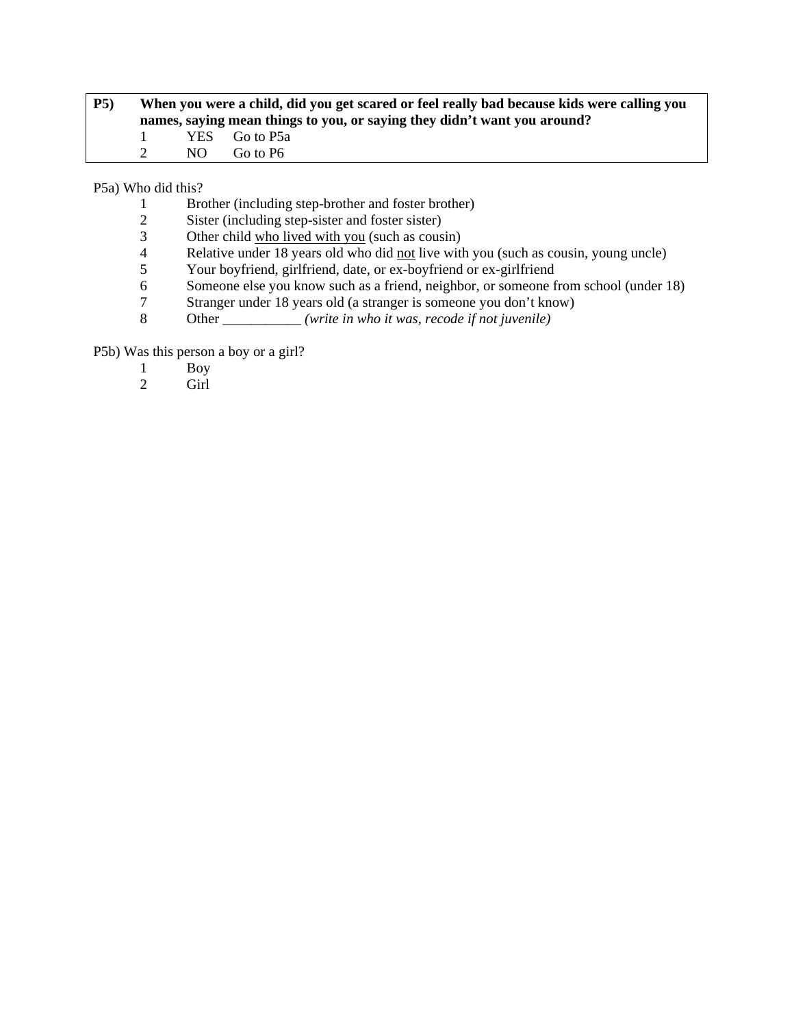**P5) When you were a child, did you get scared or feel really bad because kids were calling you names, saying mean things to you, or saying they didn't want you around?**

1 YES Go to P5a
2 NO Go to P6

P5a) Who did this?

1 Brother (including step-brother and foster brother)
2 Sister (including step-sister and foster sister)
3 Other child who lived with you (such as cousin)
4 Relative under 18 years old who did not live with you (such as cousin, young uncle)
5 Your boyfriend, girlfriend, date, or ex-boyfriend or ex-girlfriend
6 Someone else you know such as a friend, neighbor, or someone from school (under 18)
7 Stranger under 18 years old (a stranger is someone you don't know)
8 Other ___________ *(write in who it was, recode if not juvenile)*

P5b) Was this person a boy or a girl?

1 Boy
2 Girl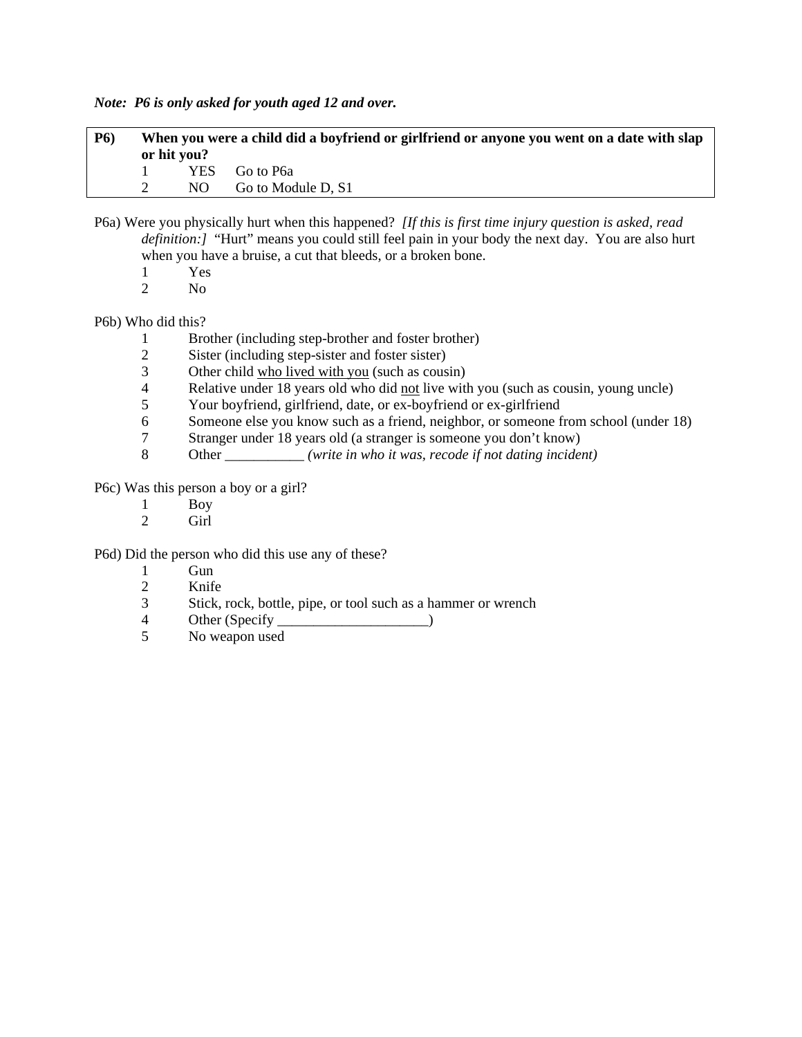***Note: P6 is only asked for youth aged 12 and over.***

| **P6)** | **When you were a child did a boyfriend or girlfriend or anyone you went on a date with slap or hit you?** | | |
|---|---|---|---|
| | 1 | YES | Go to P6a |
| | 2 | NO | Go to Module D, S1 |

P6a) Were you physically hurt when this happened? *[If this is first time injury question is asked, read definition:]* "Hurt" means you could still feel pain in your body the next day. You are also hurt when you have a bruise, a cut that bleeds, or a broken bone.

1 Yes
2 No

P6b) Who did this?

1 Brother (including step-brother and foster brother)
2 Sister (including step-sister and foster sister)
3 Other child who lived with you (such as cousin)
4 Relative under 18 years old who did not live with you (such as cousin, young uncle)
5 Your boyfriend, girlfriend, date, or ex-boyfriend or ex-girlfriend
6 Someone else you know such as a friend, neighbor, or someone from school (under 18)
7 Stranger under 18 years old (a stranger is someone you don't know)
8 Other ___________ *(write in who it was, recode if not dating incident)*

P6c) Was this person a boy or a girl?

1 Boy
2 Girl

P6d) Did the person who did this use any of these?

1 Gun
2 Knife
3 Stick, rock, bottle, pipe, or tool such as a hammer or wrench
4 Other (Specify _____________________)
5 No weapon used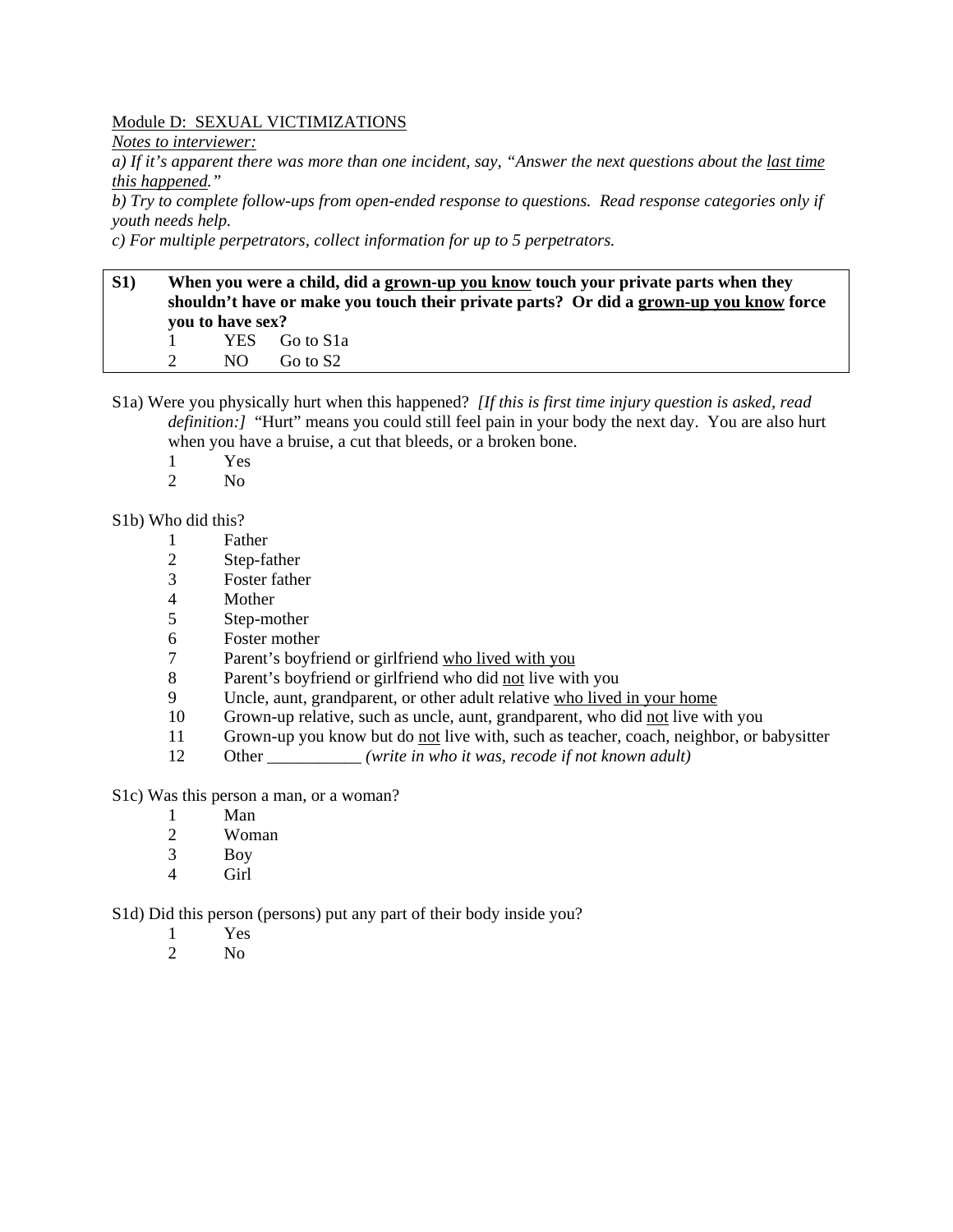Module D: SEXUAL VICTIMIZATIONS

*Notes to interviewer:*

*a) If it's apparent there was more than one incident, say, "Answer the next questions about the last time this happened."*

*b) Try to complete follow-ups from open-ended response to questions. Read response categories only if youth needs help.*

*c) For multiple perpetrators, collect information for up to 5 perpetrators.*

**S1) When you were a child, did a grown-up you know touch your private parts when they shouldn't have or make you touch their private parts? Or did a grown-up you know force you to have sex?**

1 YES Go to S1a
2 NO Go to S2

S1a) Were you physically hurt when this happened? *[If this is first time injury question is asked, read definition:]* "Hurt" means you could still feel pain in your body the next day. You are also hurt when you have a bruise, a cut that bleeds, or a broken bone.

1 Yes
2 No

S1b) Who did this?

1 Father
2 Step-father
3 Foster father
4 Mother
5 Step-mother
6 Foster mother
7 Parent's boyfriend or girlfriend who lived with you
8 Parent's boyfriend or girlfriend who did not live with you
9 Uncle, aunt, grandparent, or other adult relative who lived in your home
10 Grown-up relative, such as uncle, aunt, grandparent, who did not live with you
11 Grown-up you know but do not live with, such as teacher, coach, neighbor, or babysitter
12 Other ___________ *(write in who it was, recode if not known adult)*

S1c) Was this person a man, or a woman?

1 Man
2 Woman
3 Boy
4 Girl

S1d) Did this person (persons) put any part of their body inside you?

1 Yes
2 No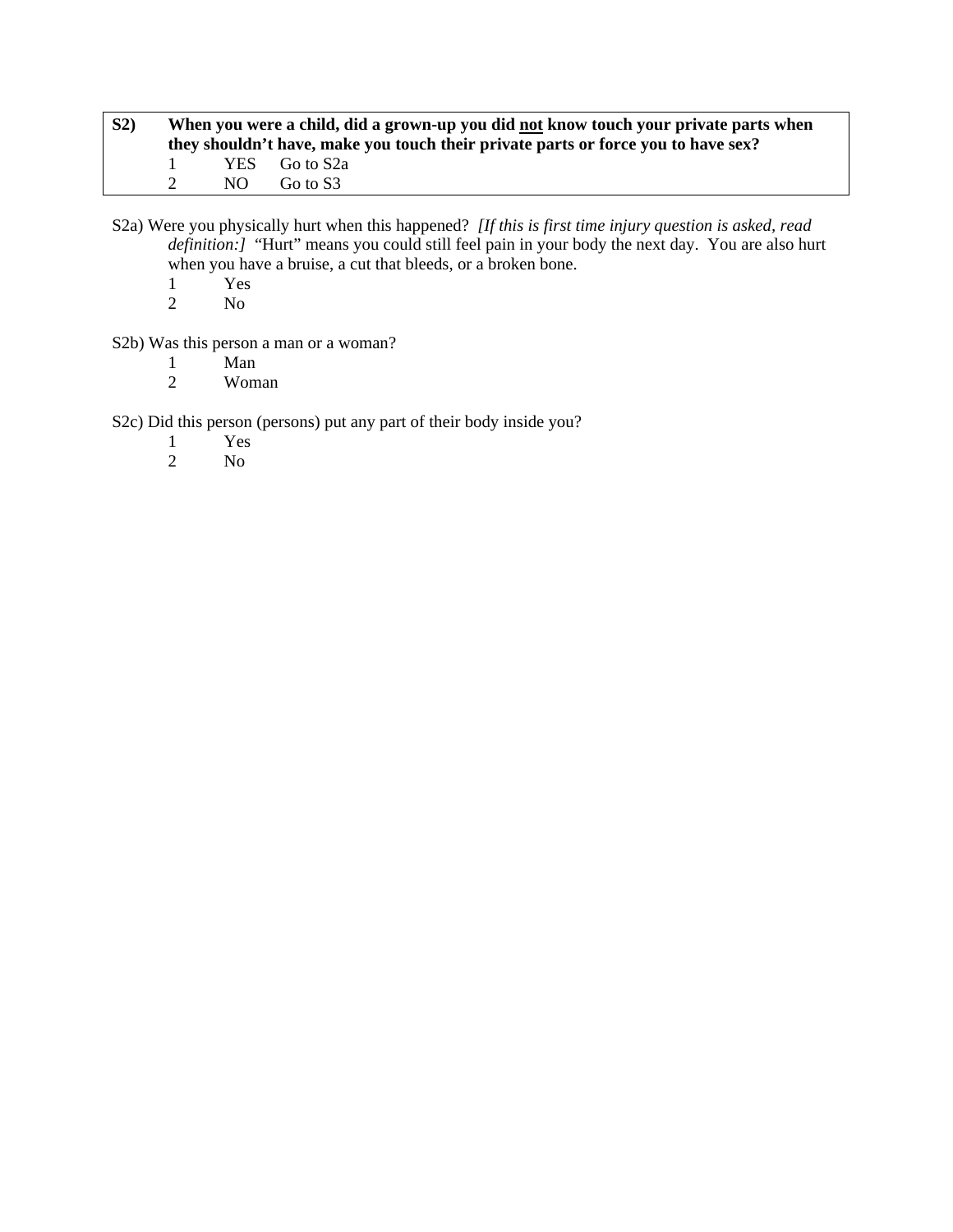**S2)** **When you were a child, did a grown-up you did not know touch your private parts when they shouldn't have, make you touch their private parts or force you to have sex?**

1 YES Go to S2a
2 NO Go to S3

S2a) Were you physically hurt when this happened? *[If this is first time injury question is asked, read definition:]* "Hurt" means you could still feel pain in your body the next day. You are also hurt when you have a bruise, a cut that bleeds, or a broken bone.

1 Yes
2 No

S2b) Was this person a man or a woman?

1 Man
2 Woman

S2c) Did this person (persons) put any part of their body inside you?

1 Yes
2 No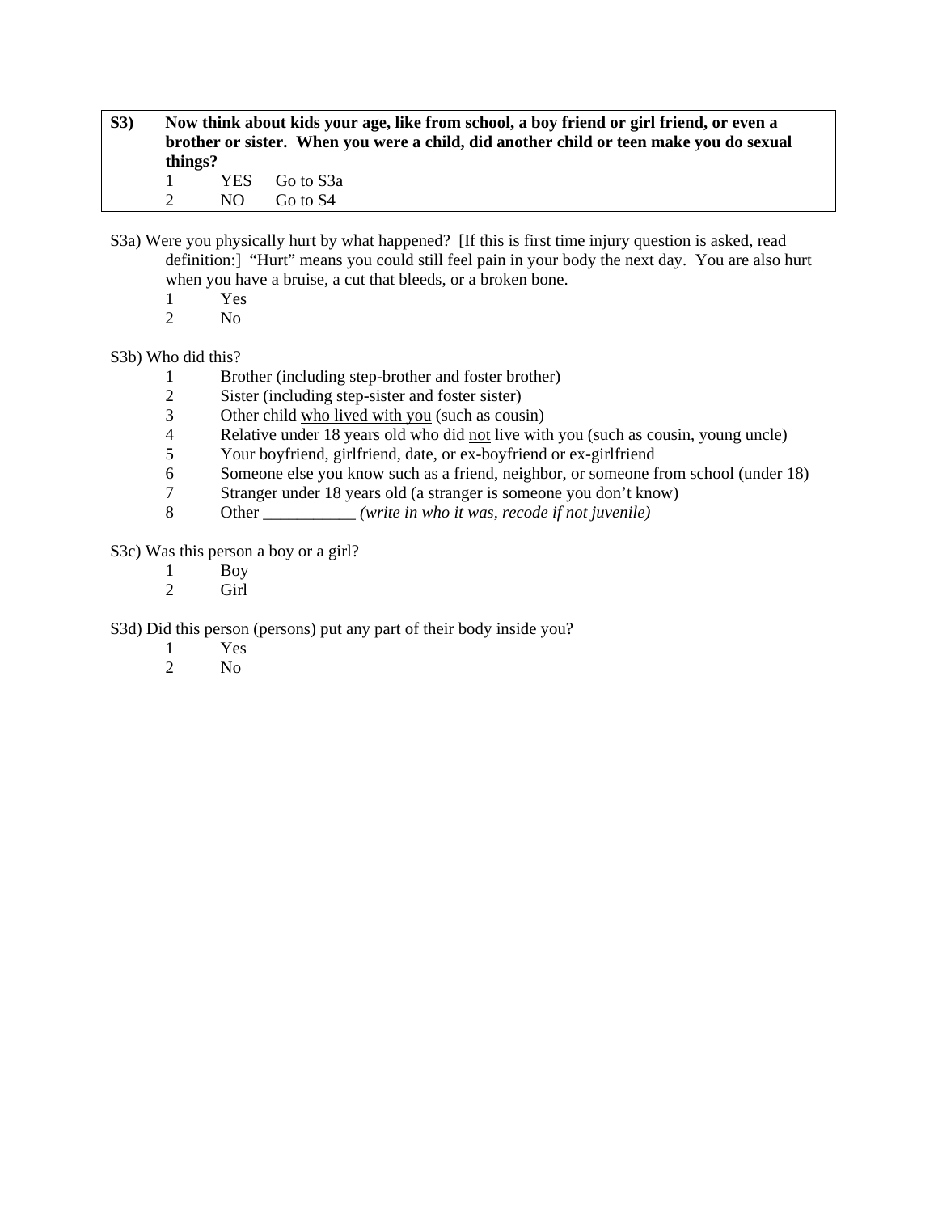**S3) Now think about kids your age, like from school, a boy friend or girl friend, or even a brother or sister. When you were a child, did another child or teen make you do sexual things?**

1 YES Go to S3a
2 NO Go to S4

S3a) Were you physically hurt by what happened? [If this is first time injury question is asked, read definition:] "Hurt" means you could still feel pain in your body the next day. You are also hurt when you have a bruise, a cut that bleeds, or a broken bone.

1 Yes
2 No

S3b) Who did this?

1 Brother (including step-brother and foster brother)
2 Sister (including step-sister and foster sister)
3 Other child <u>who lived with you</u> (such as cousin)
4 Relative under 18 years old who did <u>not</u> live with you (such as cousin, young uncle)
5 Your boyfriend, girlfriend, date, or ex-boyfriend or ex-girlfriend
6 Someone else you know such as a friend, neighbor, or someone from school (under 18)
7 Stranger under 18 years old (a stranger is someone you don't know)
8 Other ___________ *(write in who it was, recode if not juvenile)*

S3c) Was this person a boy or a girl?

1 Boy
2 Girl

S3d) Did this person (persons) put any part of their body inside you?

1 Yes
2 No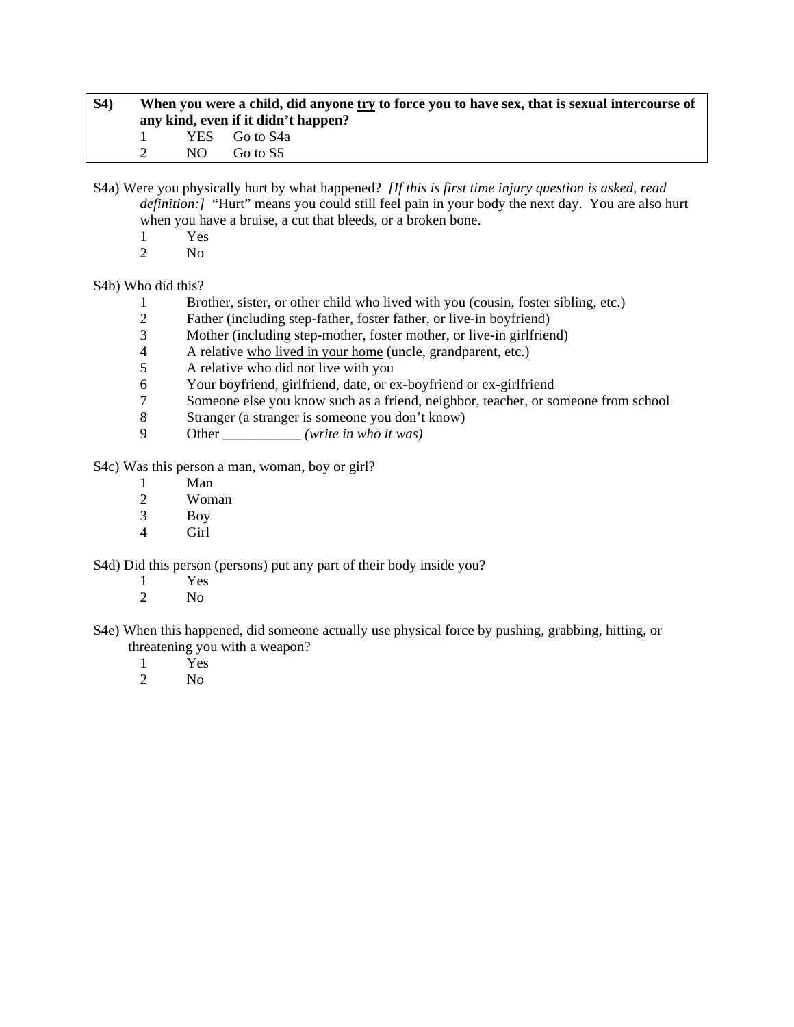**S4)** **When you were a child, did anyone <u>try</u> to force you to have sex, that is sexual intercourse of any kind, even if it didn't happen?**

1 YES Go to S4a
2 NO Go to S5

S4a) Were you physically hurt by what happened? *[If this is first time injury question is asked, read definition:]* "Hurt" means you could still feel pain in your body the next day. You are also hurt when you have a bruise, a cut that bleeds, or a broken bone.

1 Yes
2 No

S4b) Who did this?

1 Brother, sister, or other child who lived with you (cousin, foster sibling, etc.)
2 Father (including step-father, foster father, or live-in boyfriend)
3 Mother (including step-mother, foster mother, or live-in girlfriend)
4 A relative <u>who lived in your home</u> (uncle, grandparent, etc.)
5 A relative who did <u>not</u> live with you
6 Your boyfriend, girlfriend, date, or ex-boyfriend or ex-girlfriend
7 Someone else you know such as a friend, neighbor, teacher, or someone from school
8 Stranger (a stranger is someone you don't know)
9 Other ___________ *(write in who it was)*

S4c) Was this person a man, woman, boy or girl?

1 Man
2 Woman
3 Boy
4 Girl

S4d) Did this person (persons) put any part of their body inside you?

1 Yes
2 No

S4e) When this happened, did someone actually use <u>physical</u> force by pushing, grabbing, hitting, or threatening you with a weapon?

1 Yes
2 No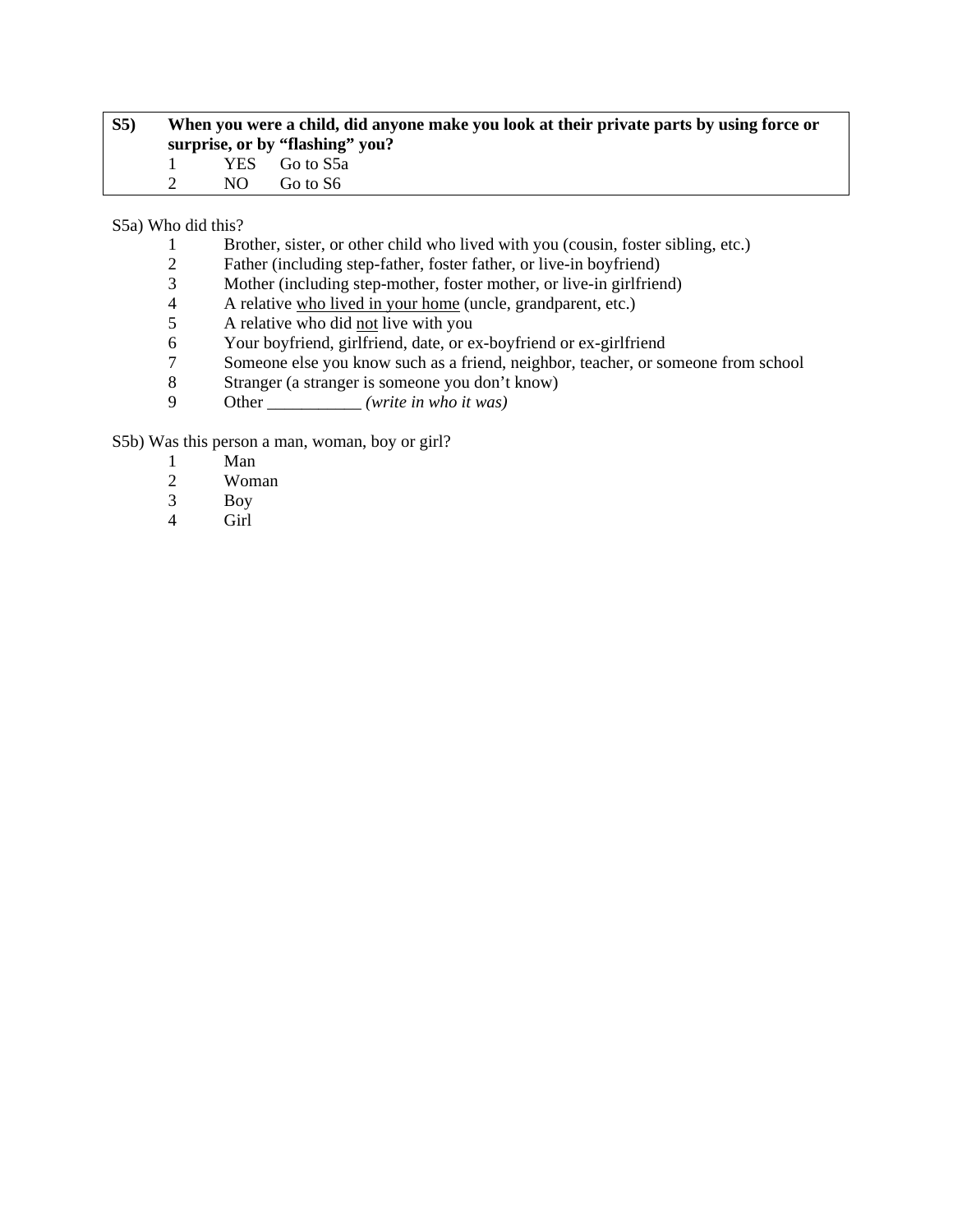**S5)** **When you were a child, did anyone make you look at their private parts by using force or surprise, or by "flashing" you?**

1 YES Go to S5a
2 NO Go to S6

S5a) Who did this?

1 Brother, sister, or other child who lived with you (cousin, foster sibling, etc.)
2 Father (including step-father, foster father, or live-in boyfriend)
3 Mother (including step-mother, foster mother, or live-in girlfriend)
4 A relative <u>who lived in your home</u> (uncle, grandparent, etc.)
5 A relative who did <u>not</u> live with you
6 Your boyfriend, girlfriend, date, or ex-boyfriend or ex-girlfriend
7 Someone else you know such as a friend, neighbor, teacher, or someone from school
8 Stranger (a stranger is someone you don't know)
9 Other ___________ *(write in who it was)*

S5b) Was this person a man, woman, boy or girl?

1 Man
2 Woman
3 Boy
4 Girl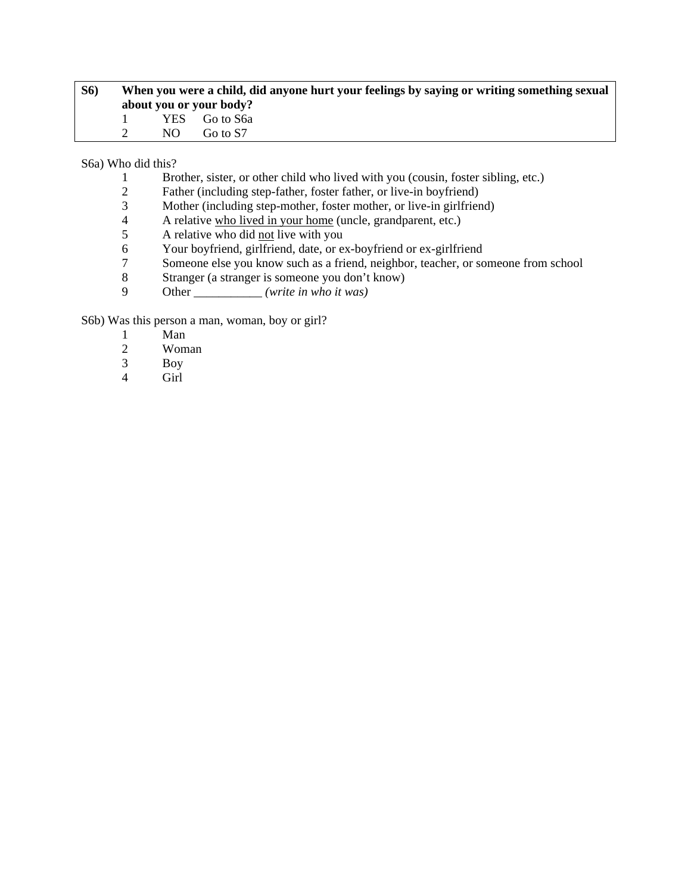**S6)** **When you were a child, did anyone hurt your feelings by saying or writing something sexual about you or your body?**

1 YES Go to S6a
2 NO Go to S7

S6a) Who did this?

1 Brother, sister, or other child who lived with you (cousin, foster sibling, etc.)
2 Father (including step-father, foster father, or live-in boyfriend)
3 Mother (including step-mother, foster mother, or live-in girlfriend)
4 A relative <u>who lived in your home</u> (uncle, grandparent, etc.)
5 A relative who did <u>not</u> live with you
6 Your boyfriend, girlfriend, date, or ex-boyfriend or ex-girlfriend
7 Someone else you know such as a friend, neighbor, teacher, or someone from school
8 Stranger (a stranger is someone you don't know)
9 Other ___________ *(write in who it was)*

S6b) Was this person a man, woman, boy or girl?

1 Man
2 Woman
3 Boy
4 Girl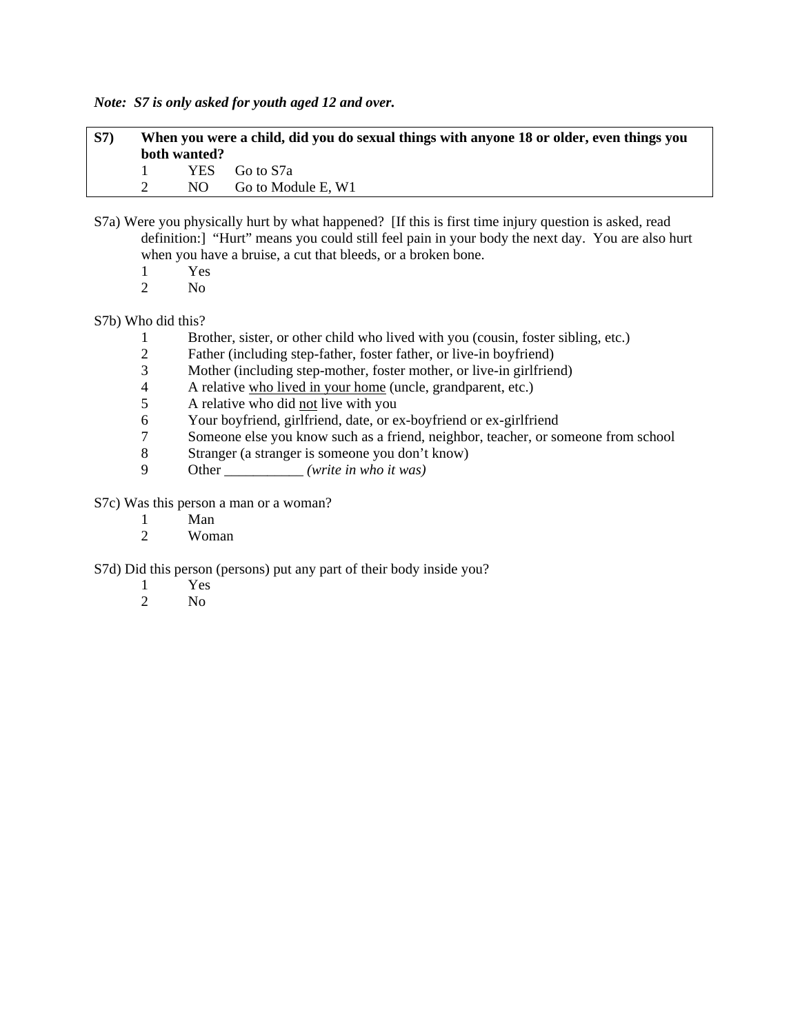***Note: S7 is only asked for youth aged 12 and over.***

**S7) When you were a child, did you do sexual things with anyone 18 or older, even things you both wanted?**

1 YES Go to S7a
2 NO Go to Module E, W1

S7a) Were you physically hurt by what happened? [If this is first time injury question is asked, read definition:] "Hurt" means you could still feel pain in your body the next day. You are also hurt when you have a bruise, a cut that bleeds, or a broken bone.

1 Yes
2 No

S7b) Who did this?

1 Brother, sister, or other child who lived with you (cousin, foster sibling, etc.)
2 Father (including step-father, foster father, or live-in boyfriend)
3 Mother (including step-mother, foster mother, or live-in girlfriend)
4 A relative <u>who lived in your home</u> (uncle, grandparent, etc.)
5 A relative who did <u>not</u> live with you
6 Your boyfriend, girlfriend, date, or ex-boyfriend or ex-girlfriend
7 Someone else you know such as a friend, neighbor, teacher, or someone from school
8 Stranger (a stranger is someone you don't know)
9 Other ___________ *(write in who it was)*

S7c) Was this person a man or a woman?

1 Man
2 Woman

S7d) Did this person (persons) put any part of their body inside you?

1 Yes
2 No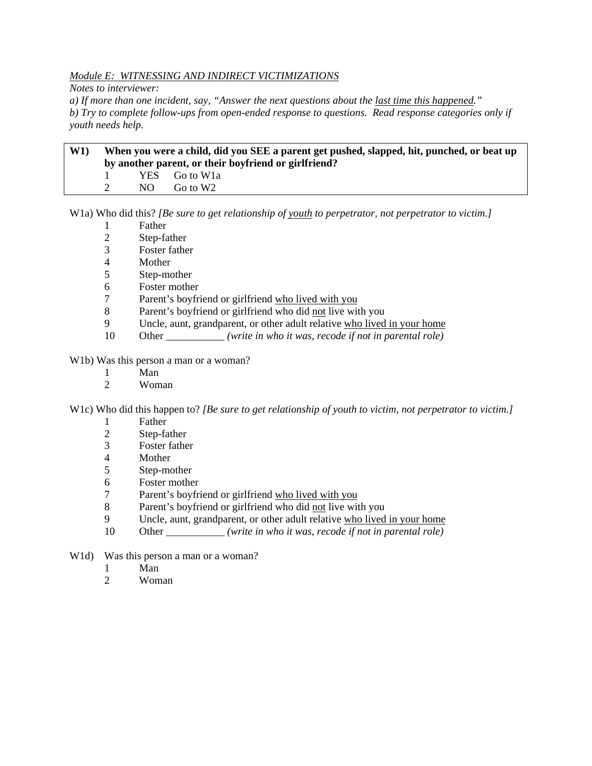*Module E: WITNESSING AND INDIRECT VICTIMIZATIONS*

*Notes to interviewer:*

*a) If more than one incident, say, "Answer the next questions about the last time this happened."*

*b) Try to complete follow-ups from open-ended response to questions. Read response categories only if youth needs help.*

**W1) When you were a child, did you SEE a parent get pushed, slapped, hit, punched, or beat up by another parent, or their boyfriend or girlfriend?**

1 YES Go to W1a
2 NO Go to W2

W1a) Who did this? *[Be sure to get relationship of youth to perpetrator, not perpetrator to victim.]*

1 Father
2 Step-father
3 Foster father
4 Mother
5 Step-mother
6 Foster mother
7 Parent's boyfriend or girlfriend who lived with you
8 Parent's boyfriend or girlfriend who did not live with you
9 Uncle, aunt, grandparent, or other adult relative who lived in your home
10 Other ___________ *(write in who it was, recode if not in parental role)*

W1b) Was this person a man or a woman?

1 Man
2 Woman

W1c) Who did this happen to? *[Be sure to get relationship of youth to victim, not perpetrator to victim.]*

1 Father
2 Step-father
3 Foster father
4 Mother
5 Step-mother
6 Foster mother
7 Parent's boyfriend or girlfriend who lived with you
8 Parent's boyfriend or girlfriend who did not live with you
9 Uncle, aunt, grandparent, or other adult relative who lived in your home
10 Other ___________ *(write in who it was, recode if not in parental role)*

W1d) Was this person a man or a woman?

1 Man
2 Woman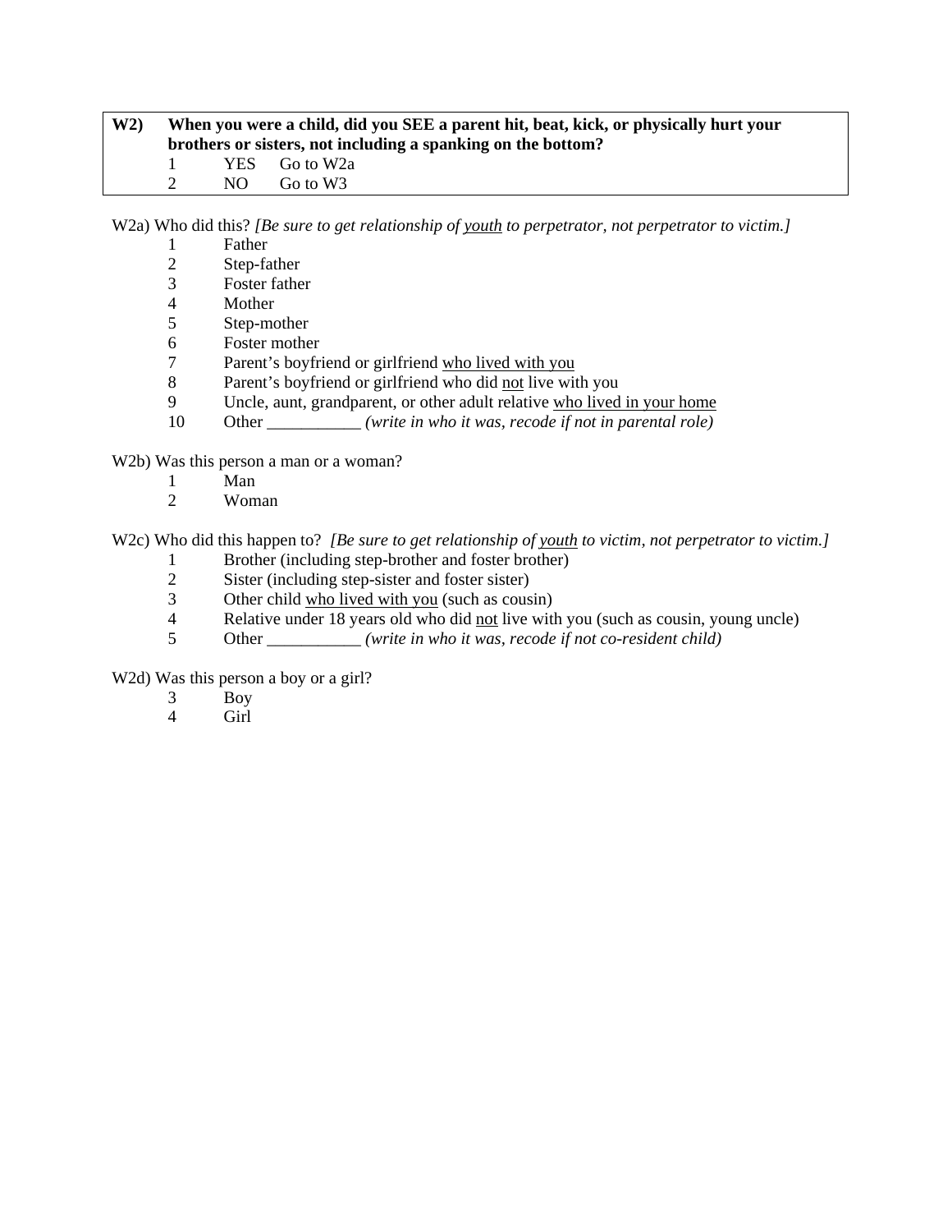**W2)** **When you were a child, did you SEE a parent hit, beat, kick, or physically hurt your brothers or sisters, not including a spanking on the bottom?**

1 YES Go to W2a
2 NO Go to W3

W2a) Who did this? *[Be sure to get relationship of youth to perpetrator, not perpetrator to victim.]*

1 Father
2 Step-father
3 Foster father
4 Mother
5 Step-mother
6 Foster mother
7 Parent's boyfriend or girlfriend who lived with you
8 Parent's boyfriend or girlfriend who did not live with you
9 Uncle, aunt, grandparent, or other adult relative who lived in your home
10 Other ___________ *(write in who it was, recode if not in parental role)*

W2b) Was this person a man or a woman?

1 Man
2 Woman

W2c) Who did this happen to? *[Be sure to get relationship of youth to victim, not perpetrator to victim.]*

1 Brother (including step-brother and foster brother)
2 Sister (including step-sister and foster sister)
3 Other child who lived with you (such as cousin)
4 Relative under 18 years old who did not live with you (such as cousin, young uncle)
5 Other ___________ *(write in who it was, recode if not co-resident child)*

W2d) Was this person a boy or a girl?

3 Boy
4 Girl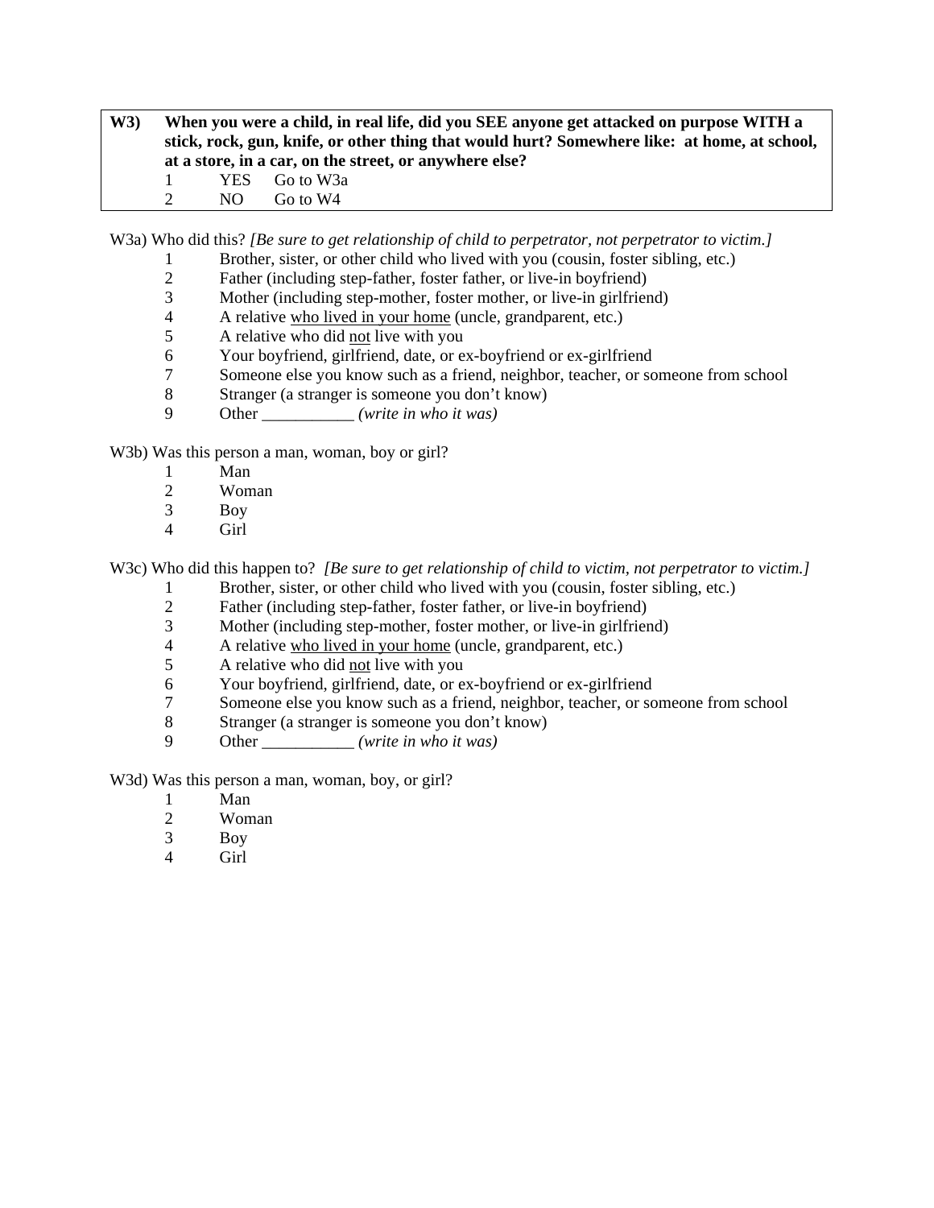| **W3)** | **When you were a child, in real life, did you SEE anyone get attacked on purpose WITH a stick, rock, gun, knife, or other thing that would hurt? Somewhere like: at home, at school, at a store, in a car, on the street, or anywhere else?** |
|---|---|
| | 1 YES Go to W3a |
| | 2 NO Go to W4 |

W3a) Who did this? *[Be sure to get relationship of child to perpetrator, not perpetrator to victim.]*

1 Brother, sister, or other child who lived with you (cousin, foster sibling, etc.)
2 Father (including step-father, foster father, or live-in boyfriend)
3 Mother (including step-mother, foster mother, or live-in girlfriend)
4 A relative <u>who lived in your home</u> (uncle, grandparent, etc.)
5 A relative who did <u>not</u> live with you
6 Your boyfriend, girlfriend, date, or ex-boyfriend or ex-girlfriend
7 Someone else you know such as a friend, neighbor, teacher, or someone from school
8 Stranger (a stranger is someone you don't know)
9 Other ___________ *(write in who it was)*

W3b) Was this person a man, woman, boy or girl?

1 Man
2 Woman
3 Boy
4 Girl

W3c) Who did this happen to? *[Be sure to get relationship of child to victim, not perpetrator to victim.]*

1 Brother, sister, or other child who lived with you (cousin, foster sibling, etc.)
2 Father (including step-father, foster father, or live-in boyfriend)
3 Mother (including step-mother, foster mother, or live-in girlfriend)
4 A relative <u>who lived in your home</u> (uncle, grandparent, etc.)
5 A relative who did <u>not</u> live with you
6 Your boyfriend, girlfriend, date, or ex-boyfriend or ex-girlfriend
7 Someone else you know such as a friend, neighbor, teacher, or someone from school
8 Stranger (a stranger is someone you don't know)
9 Other ___________ *(write in who it was)*

W3d) Was this person a man, woman, boy, or girl?

1 Man
2 Woman
3 Boy
4 Girl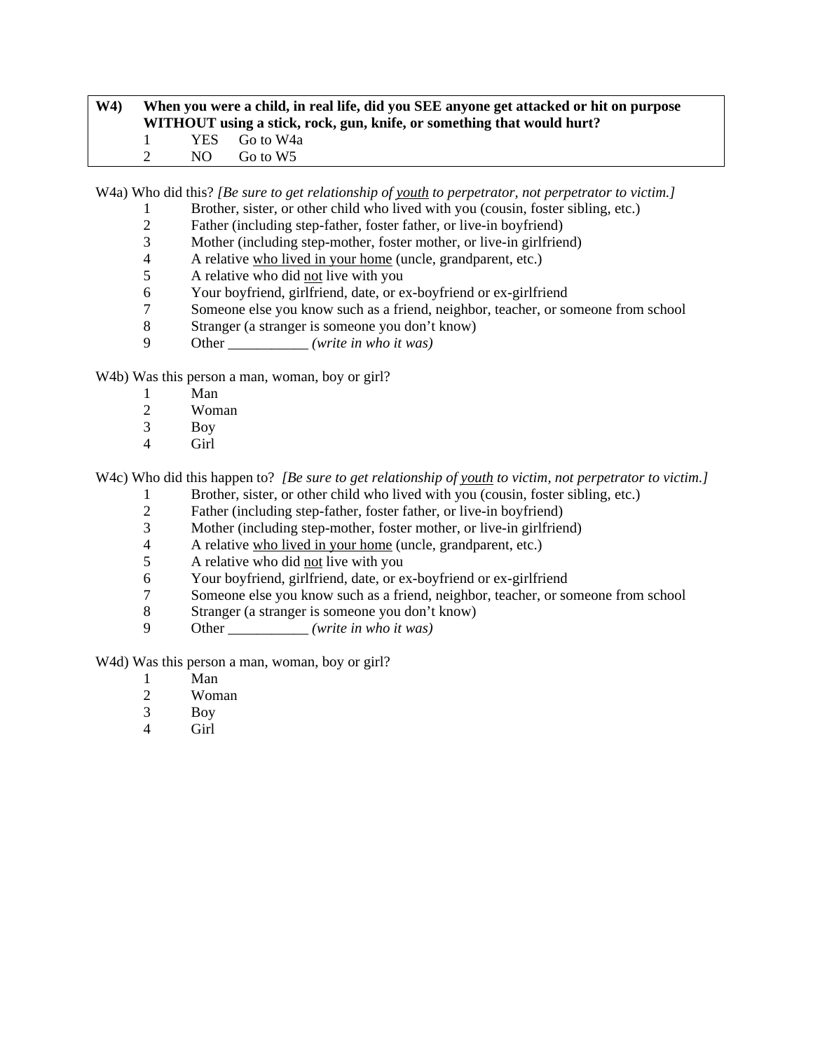| **W4)** | **When you were a child, in real life, did you SEE anyone get attacked or hit on purpose WITHOUT using a stick, rock, gun, knife, or something that would hurt?** |
|---|---|
| | 1 YES Go to W4a |
| | 2 NO Go to W5 |

W4a) Who did this? *[Be sure to get relationship of youth to perpetrator, not perpetrator to victim.]*

1. Brother, sister, or other child who lived with you (cousin, foster sibling, etc.)
2. Father (including step-father, foster father, or live-in boyfriend)
3. Mother (including step-mother, foster mother, or live-in girlfriend)
4. A relative who lived in your home (uncle, grandparent, etc.)
5. A relative who did not live with you
6. Your boyfriend, girlfriend, date, or ex-boyfriend or ex-girlfriend
7. Someone else you know such as a friend, neighbor, teacher, or someone from school
8. Stranger (a stranger is someone you don't know)
9. Other ___________ *(write in who it was)*

W4b) Was this person a man, woman, boy or girl?

1. Man
2. Woman
3. Boy
4. Girl

W4c) Who did this happen to? *[Be sure to get relationship of youth to victim, not perpetrator to victim.]*

1. Brother, sister, or other child who lived with you (cousin, foster sibling, etc.)
2. Father (including step-father, foster father, or live-in boyfriend)
3. Mother (including step-mother, foster mother, or live-in girlfriend)
4. A relative who lived in your home (uncle, grandparent, etc.)
5. A relative who did not live with you
6. Your boyfriend, girlfriend, date, or ex-boyfriend or ex-girlfriend
7. Someone else you know such as a friend, neighbor, teacher, or someone from school
8. Stranger (a stranger is someone you don't know)
9. Other ___________ *(write in who it was)*

W4d) Was this person a man, woman, boy or girl?

1. Man
2. Woman
3. Boy
4. Girl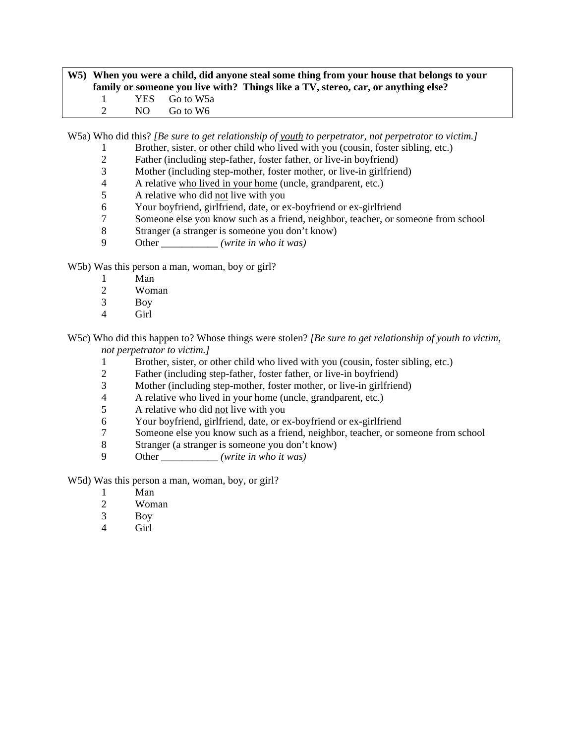**W5) When you were a child, did anyone steal some thing from your house that belongs to your family or someone you live with? Things like a TV, stereo, car, or anything else?**

1 YES Go to W5a
2 NO Go to W6

W5a) Who did this? *[Be sure to get relationship of youth to perpetrator, not perpetrator to victim.]*

1 Brother, sister, or other child who lived with you (cousin, foster sibling, etc.)
2 Father (including step-father, foster father, or live-in boyfriend)
3 Mother (including step-mother, foster mother, or live-in girlfriend)
4 A relative who lived in your home (uncle, grandparent, etc.)
5 A relative who did not live with you
6 Your boyfriend, girlfriend, date, or ex-boyfriend or ex-girlfriend
7 Someone else you know such as a friend, neighbor, teacher, or someone from school
8 Stranger (a stranger is someone you don't know)
9 Other ___________ *(write in who it was)*

W5b) Was this person a man, woman, boy or girl?

1 Man
2 Woman
3 Boy
4 Girl

W5c) Who did this happen to? Whose things were stolen? *[Be sure to get relationship of youth to victim, not perpetrator to victim.]*

1 Brother, sister, or other child who lived with you (cousin, foster sibling, etc.)
2 Father (including step-father, foster father, or live-in boyfriend)
3 Mother (including step-mother, foster mother, or live-in girlfriend)
4 A relative who lived in your home (uncle, grandparent, etc.)
5 A relative who did not live with you
6 Your boyfriend, girlfriend, date, or ex-boyfriend or ex-girlfriend
7 Someone else you know such as a friend, neighbor, teacher, or someone from school
8 Stranger (a stranger is someone you don't know)
9 Other ___________ *(write in who it was)*

W5d) Was this person a man, woman, boy, or girl?

1 Man
2 Woman
3 Boy
4 Girl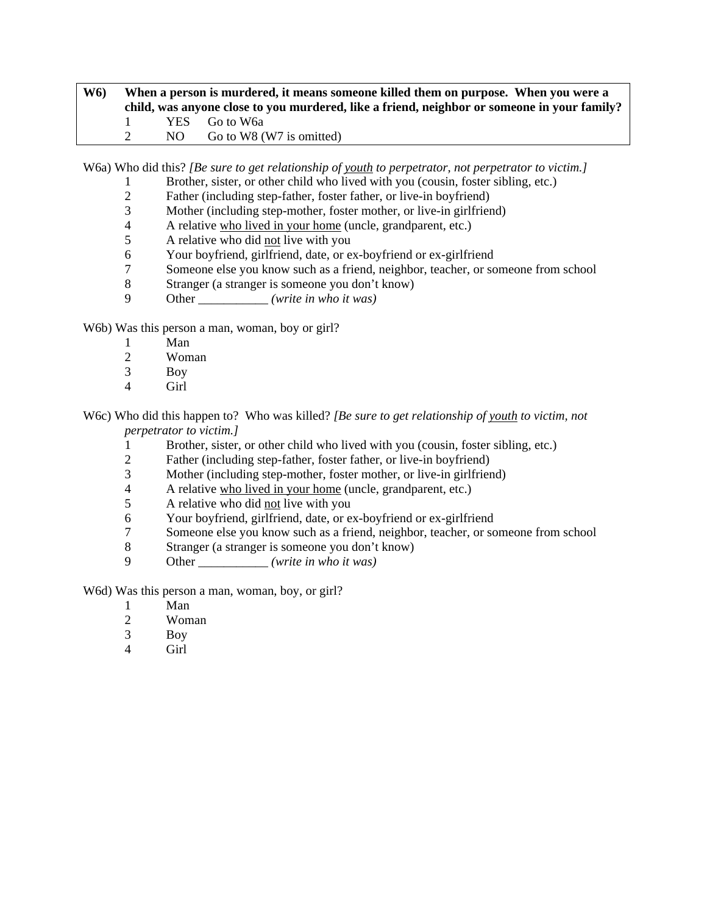| **W6)** | **When a person is murdered, it means someone killed them on purpose. When you were a child, was anyone close to you murdered, like a friend, neighbor or someone in your family?** | | |
|---|---|---|---|
| | 1 | YES | Go to W6a |
| | 2 | NO | Go to W8 (W7 is omitted) |

W6a) Who did this? *[Be sure to get relationship of youth to perpetrator, not perpetrator to victim.]*

1. Brother, sister, or other child who lived with you (cousin, foster sibling, etc.)
2. Father (including step-father, foster father, or live-in boyfriend)
3. Mother (including step-mother, foster mother, or live-in girlfriend)
4. A relative who lived in your home (uncle, grandparent, etc.)
5. A relative who did not live with you
6. Your boyfriend, girlfriend, date, or ex-boyfriend or ex-girlfriend
7. Someone else you know such as a friend, neighbor, teacher, or someone from school
8. Stranger (a stranger is someone you don't know)
9. Other ___________ *(write in who it was)*

W6b) Was this person a man, woman, boy or girl?

1. Man
2. Woman
3. Boy
4. Girl

W6c) Who did this happen to? Who was killed? *[Be sure to get relationship of youth to victim, not perpetrator to victim.]*

1. Brother, sister, or other child who lived with you (cousin, foster sibling, etc.)
2. Father (including step-father, foster father, or live-in boyfriend)
3. Mother (including step-mother, foster mother, or live-in girlfriend)
4. A relative who lived in your home (uncle, grandparent, etc.)
5. A relative who did not live with you
6. Your boyfriend, girlfriend, date, or ex-boyfriend or ex-girlfriend
7. Someone else you know such as a friend, neighbor, teacher, or someone from school
8. Stranger (a stranger is someone you don't know)
9. Other ___________ *(write in who it was)*

W6d) Was this person a man, woman, boy, or girl?

1. Man
2. Woman
3. Boy
4. Girl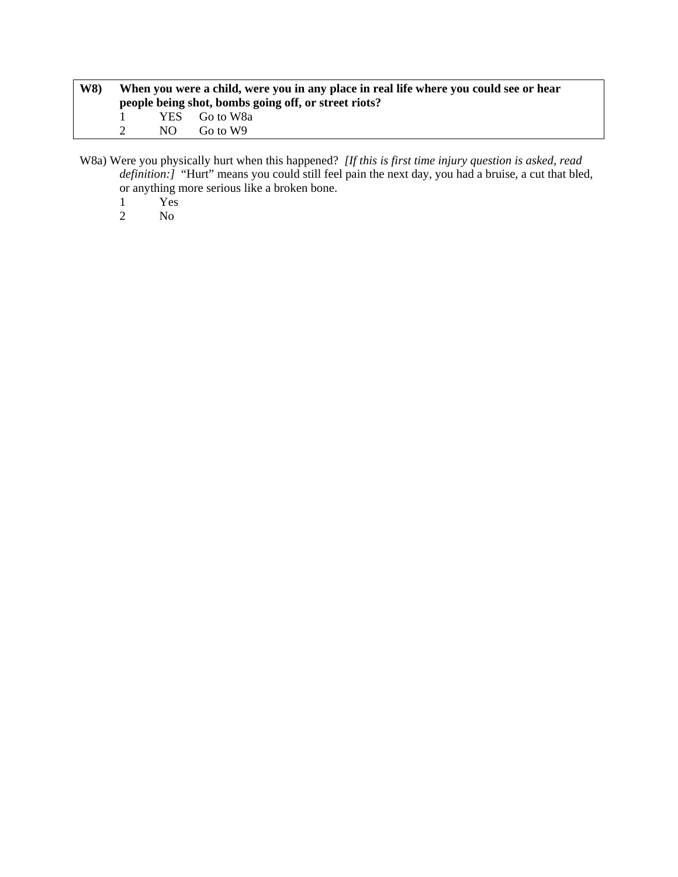**W8) When you were a child, were you in any place in real life where you could see or hear people being shot, bombs going off, or street riots?**

1 YES Go to W8a
2 NO Go to W9

W8a) Were you physically hurt when this happened? *[If this is first time injury question is asked, read definition:]* "Hurt" means you could still feel pain the next day, you had a bruise, a cut that bled, or anything more serious like a broken bone.

1 Yes
2 No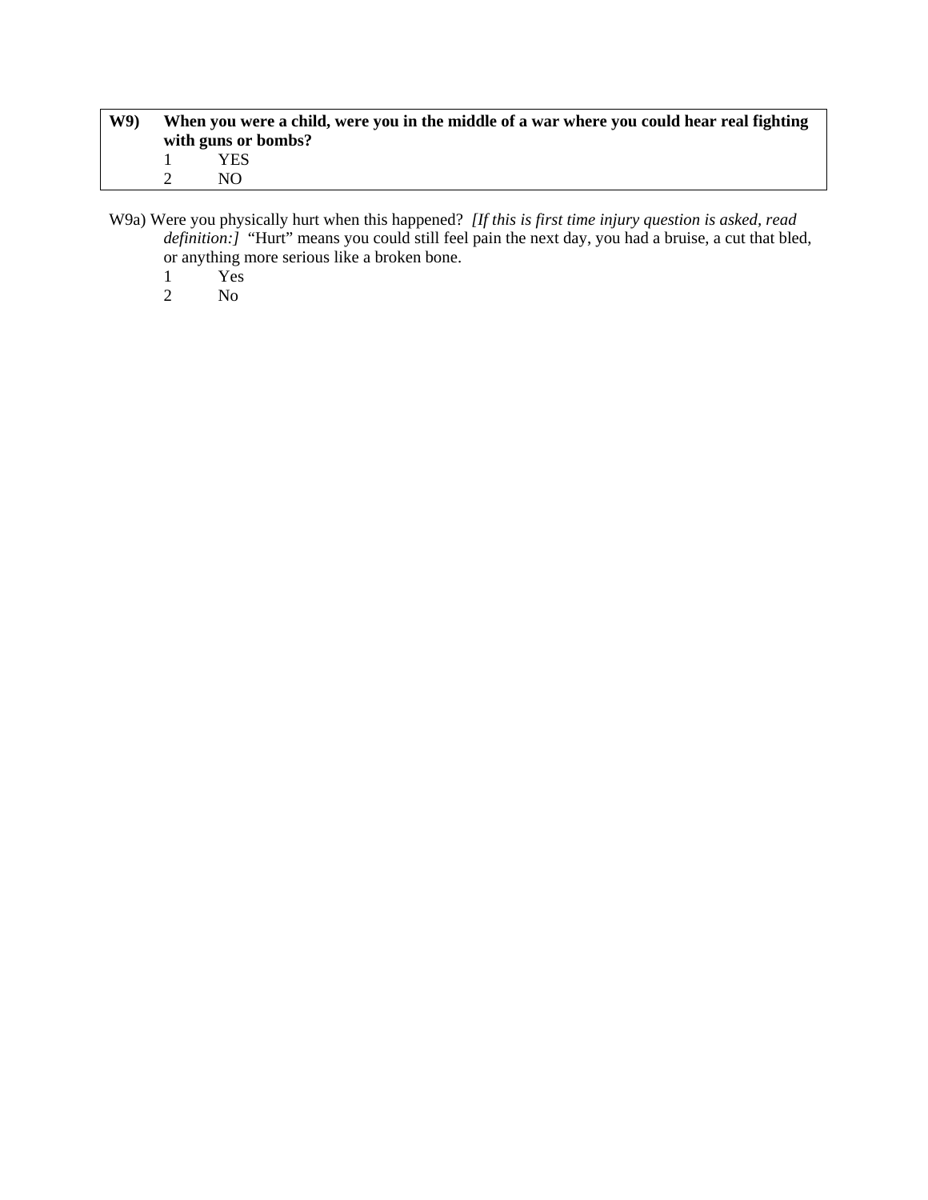**W9)** **When you were a child, were you in the middle of a war where you could hear real fighting with guns or bombs?**

1 YES
2 NO

W9a) Were you physically hurt when this happened? *[If this is first time injury question is asked, read definition:]* "Hurt" means you could still feel pain the next day, you had a bruise, a cut that bled, or anything more serious like a broken bone.

1 Yes
2 No